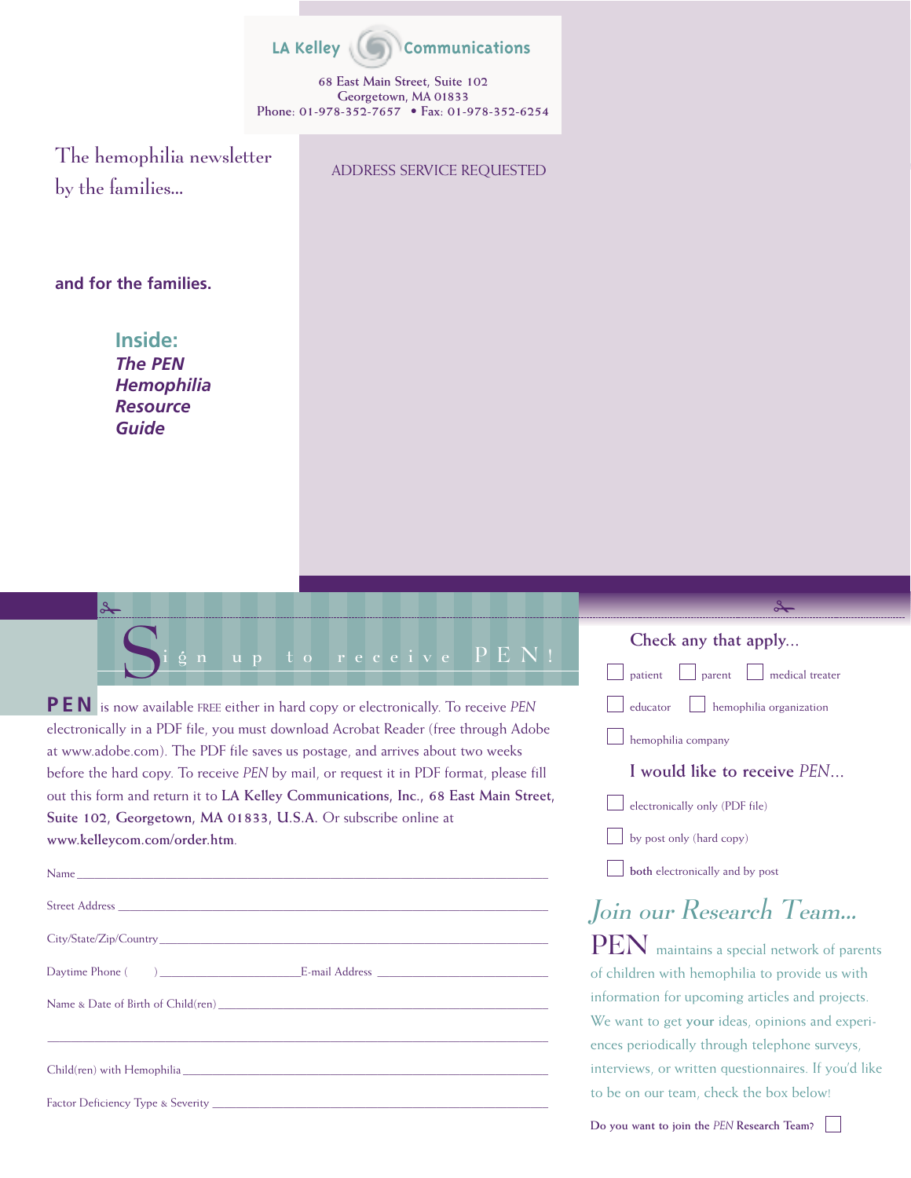LA Kelley Communications

68 East Main Street, Suite 102
Georgetown, MA 01833
Phone: 01-978-352-7657 • Fax: 01-978-352-6254

The hemophilia newsletter by the families...

ADDRESS SERVICE REQUESTED

**and for the families.**

**Inside:**
***The PEN Hemophilia Resource Guide***

## Sign up to receive PEN!

**PEN** is now available FREE either in hard copy or electronically. To receive *PEN* electronically in a PDF file, you must download Acrobat Reader (free through Adobe at www.adobe.com). The PDF file saves us postage, and arrives about two weeks before the hard copy. To receive *PEN* by mail, or request it in PDF format, please fill out this form and return it to **LA Kelley Communications, Inc., 68 East Main Street, Suite 102, Georgetown, MA 01833, U.S.A.** Or subscribe online at **www.kelleycom.com/order.htm**.

Name ______________________________

Street Address ______________________________

City/State/Zip/Country ______________________________

Daytime Phone (    ) ______________ E-mail Address ______________

Name & Date of Birth of Child(ren) ______________________________

______________________________

Child(ren) with Hemophilia ______________________________

Factor Deficiency Type & Severity ______________________________

### Check any that apply...

- [ ] patient
- [ ] parent
- [ ] medical treater
- [ ] educator
- [ ] hemophilia organization
- [ ] hemophilia company

### I would like to receive *PEN*...

- [ ] electronically only (PDF file)
- [ ] by post only (hard copy)
- [ ] **both** electronically and by post

## *Join our Research Team...*

PEN maintains a special network of parents of children with hemophilia to provide us with information for upcoming articles and projects. We want to get **your** ideas, opinions and experiences periodically through telephone surveys, interviews, or written questionnaires. If you'd like to be on our team, check the box below!

**Do you want to join the *PEN* Research Team?** [ ]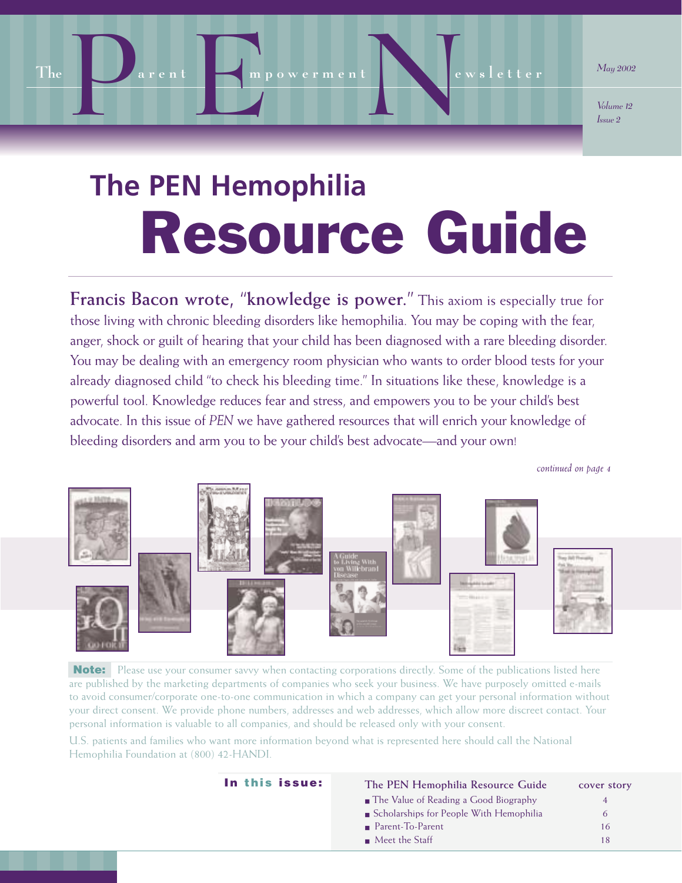# The Parent Empowerment Newsletter

*May 2002*

## The PEN Hemophilia Resource Guide

**Francis Bacon wrote, "knowledge is power."** This axiom is especially true for those living with chronic bleeding disorders like hemophilia. You may be coping with the fear, anger, shock or guilt of hearing that your child has been diagnosed with a rare bleeding disorder. You may be dealing with an emergency room physician who wants to order blood tests for your already diagnosed child "to check his bleeding time." In situations like these, knowledge is a powerful tool. Knowledge reduces fear and stress, and empowers you to be your child's best advocate. In this issue of *PEN* we have gathered resources that will enrich your knowledge of bleeding disorders and arm you to be your child's best advocate—and your own!

*continued on page 4*

**Note:** Please use your consumer savvy when contacting corporations directly. Some of the publications listed here are published by the marketing departments of companies who seek your business. We have purposely omitted e-mails to avoid consumer/corporate one-to-one communication in which a company can get your personal information without your direct consent. We provide phone numbers, addresses and web addresses, which allow more discreet contact. Your personal information is valuable to all companies, and should be released only with your consent.

U.S. patients and families who want more information beyond what is represented here should call the National Hemophilia Foundation at (800) 42-HANDI.

### In this issue:

| | |
|---|---|
| The PEN Hemophilia Resource Guide | cover story |
| The Value of Reading a Good Biography | 4 |
| Scholarships for People With Hemophilia | 6 |
| Parent-To-Parent | 16 |
| Meet the Staff | 18 |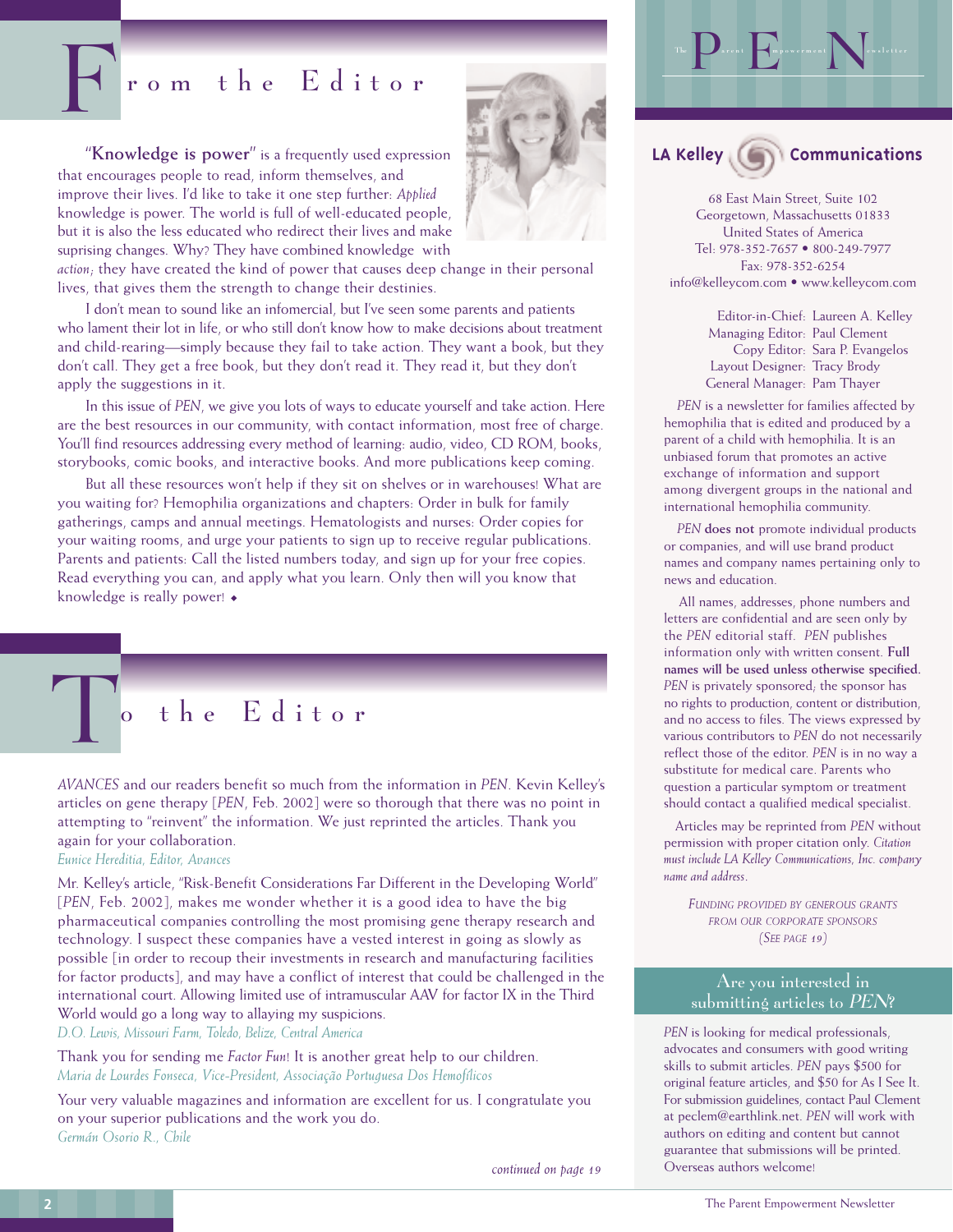# From the Editor

"**Knowledge is power**" is a frequently used expression that encourages people to read, inform themselves, and improve their lives. I'd like to take it one step further: *Applied* knowledge is power. The world is full of well-educated people, but it is also the less educated who redirect their lives and make suprising changes. Why? They have combined knowledge with *action*; they have created the kind of power that causes deep change in their personal lives, that gives them the strength to change their destinies.

I don't mean to sound like an infomercial, but I've seen some parents and patients who lament their lot in life, or who still don't know how to make decisions about treatment and child-rearing—simply because they fail to take action. They want a book, but they don't call. They get a free book, but they don't read it. They read it, but they don't apply the suggestions in it.

In this issue of *PEN*, we give you lots of ways to educate yourself and take action. Here are the best resources in our community, with contact information, most free of charge. You'll find resources addressing every method of learning: audio, video, CD ROM, books, storybooks, comic books, and interactive books. And more publications keep coming.

But all these resources won't help if they sit on shelves or in warehouses! What are you waiting for? Hemophilia organizations and chapters: Order in bulk for family gatherings, camps and annual meetings. Hematologists and nurses: Order copies for your waiting rooms, and urge your patients to sign up to receive regular publications. Parents and patients: Call the listed numbers today, and sign up for your free copies. Read everything you can, and apply what you learn. Only then will you know that knowledge is really power! ◆

# To the Editor

*AVANCES* and our readers benefit so much from the information in *PEN*. Kevin Kelley's articles on gene therapy [*PEN*, Feb. 2002] were so thorough that there was no point in attempting to "reinvent" the information. We just reprinted the articles. Thank you again for your collaboration.

*Eunice Hereditia, Editor, Avances*

Mr. Kelley's article, "Risk-Benefit Considerations Far Different in the Developing World" [*PEN*, Feb. 2002], makes me wonder whether it is a good idea to have the big pharmaceutical companies controlling the most promising gene therapy research and technology. I suspect these companies have a vested interest in going as slowly as possible [in order to recoup their investments in research and manufacturing facilities for factor products], and may have a conflict of interest that could be challenged in the international court. Allowing limited use of intramuscular AAV for factor IX in the Third World would go a long way to allaying my suspicions.

*D.O. Lewis, Missouri Farm, Toledo, Belize, Central America*

Thank you for sending me *Factor Fun*! It is another great help to our children.

*Maria de Lourdes Fonseca, Vice-President, Associação Portuguesa Dos Hemofílicos*

Your very valuable magazines and information are excellent for us. I congratulate you on your superior publications and the work you do.

*Germán Osorio R., Chile*

*continued on page 19*

---

The **P**arent **E**mpowerment **N**ewsletter

**LA Kelley Communications**

68 East Main Street, Suite 102
Georgetown, Massachusetts 01833
United States of America
Tel: 978-352-7657 • 800-249-7977
Fax: 978-352-6254
info@kelleycom.com • www.kelleycom.com

Editor-in-Chief: Laureen A. Kelley
Managing Editor: Paul Clement
Copy Editor: Sara P. Evangelos
Layout Designer: Tracy Brody
General Manager: Pam Thayer

*PEN* is a newsletter for families affected by hemophilia that is edited and produced by a parent of a child with hemophilia. It is an unbiased forum that promotes an active exchange of information and support among divergent groups in the national and international hemophilia community.

*PEN* **does not** promote individual products or companies, and will use brand product names and company names pertaining only to news and education.

All names, addresses, phone numbers and letters are confidential and are seen only by the *PEN* editorial staff. *PEN* publishes information only with written consent. **Full names will be used unless otherwise specified.** *PEN* is privately sponsored; the sponsor has no rights to production, content or distribution, and no access to files. The views expressed by various contributors to *PEN* do not necessarily reflect those of the editor. *PEN* is in no way a substitute for medical care. Parents who question a particular symptom or treatment should contact a qualified medical specialist.

Articles may be reprinted from *PEN* without permission with proper citation only. *Citation must include LA Kelley Communications, Inc. company name and address.*

*Funding provided by generous grants from our corporate sponsors (See page 19)*

## Are you interested in submitting articles to *PEN*?

*PEN* is looking for medical professionals, advocates and consumers with good writing skills to submit articles. *PEN* pays $500 for original feature articles, and $50 for As I See It. For submission guidelines, contact Paul Clement at peclem@earthlink.net. *PEN* will work with authors on editing and content but cannot guarantee that submissions will be printed. Overseas authors welcome!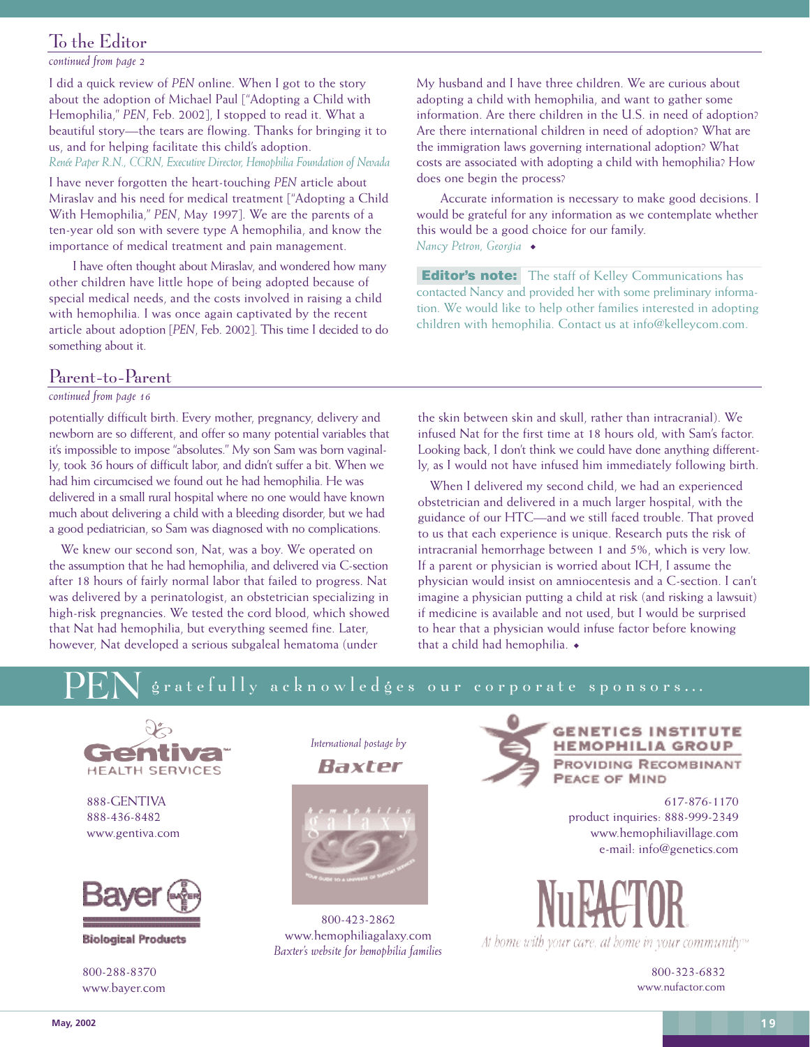## To the Editor

*continued from page 2*

I did a quick review of *PEN* online. When I got to the story about the adoption of Michael Paul ["Adopting a Child with Hemophilia," *PEN*, Feb. 2002], I stopped to read it. What a beautiful story—the tears are flowing. Thanks for bringing it to us, and for helping facilitate this child's adoption.

*Renée Paper R.N., CCRN, Executive Director, Hemophilia Foundation of Nevada*

I have never forgotten the heart-touching *PEN* article about Miraslav and his need for medical treatment ["Adopting a Child With Hemophilia," *PEN*, May 1997]. We are the parents of a ten-year old son with severe type A hemophilia, and know the importance of medical treatment and pain management.

I have often thought about Miraslav, and wondered how many other children have little hope of being adopted because of special medical needs, and the costs involved in raising a child with hemophilia. I was once again captivated by the recent article about adoption [*PEN*, Feb. 2002]. This time I decided to do something about it.

My husband and I have three children. We are curious about adopting a child with hemophilia, and want to gather some information. Are there children in the U.S. in need of adoption? Are there international children in need of adoption? What are the immigration laws governing international adoption? What costs are associated with adopting a child with hemophilia? How does one begin the process?

Accurate information is necessary to make good decisions. I would be grateful for any information as we contemplate whether this would be a good choice for our family.

*Nancy Petron, Georgia* ◆

**Editor's note:** The staff of Kelley Communications has contacted Nancy and provided her with some preliminary information. We would like to help other families interested in adopting children with hemophilia. Contact us at info@kelleycom.com.

## Parent-to-Parent

*continued from page 16*

potentially difficult birth. Every mother, pregnancy, delivery and newborn are so different, and offer so many potential variables that it's impossible to impose "absolutes." My son Sam was born vaginally, took 36 hours of difficult labor, and didn't suffer a bit. When we had him circumcised we found out he had hemophilia. He was delivered in a small rural hospital where no one would have known much about delivering a child with a bleeding disorder, but we had a good pediatrician, so Sam was diagnosed with no complications.

We knew our second son, Nat, was a boy. We operated on the assumption that he had hemophilia, and delivered via C-section after 18 hours of fairly normal labor that failed to progress. Nat was delivered by a perinatologist, an obstetrician specializing in high-risk pregnancies. We tested the cord blood, which showed that Nat had hemophilia, but everything seemed fine. Later, however, Nat developed a serious subgaleal hematoma (under the skin between skin and skull, rather than intracranial). We infused Nat for the first time at 18 hours old, with Sam's factor. Looking back, I don't think we could have done anything differently, as I would not have infused him immediately following birth.

When I delivered my second child, we had an experienced obstetrician and delivered in a much larger hospital, with the guidance of our HTC—and we still faced trouble. That proved to us that each experience is unique. Research puts the risk of intracranial hemorrhage between 1 and 5%, which is very low. If a parent or physician is worried about ICH, I assume the physician would insist on amniocentesis and a C-section. I can't imagine a physician putting a child at risk (and risking a lawsuit) if medicine is available and not used, but I would be surprised to hear that a physician would infuse factor before knowing that a child had hemophilia. ◆

## PEN gratefully acknowledges our corporate sponsors...

**Gentiva Health Services**
888-GENTIVA
888-436-8482
www.gentiva.com

**Bayer Biological Products**
800-288-8370
www.bayer.com

*International postage by* **Baxter**

hemophilia galaxy — Your guide to a universe of support services
800-423-2862
www.hemophiliagalaxy.com
*Baxter's website for hemophilia families*

**Genetics Institute Hemophilia Group** — Providing Recombinant Peace of Mind
617-876-1170
product inquiries: 888-999-2349
www.hemophiliavillage.com
e-mail: info@genetics.com

**NuFACTOR** — *At home with your care, at home in your community*™
800-323-6832
www.nufactor.com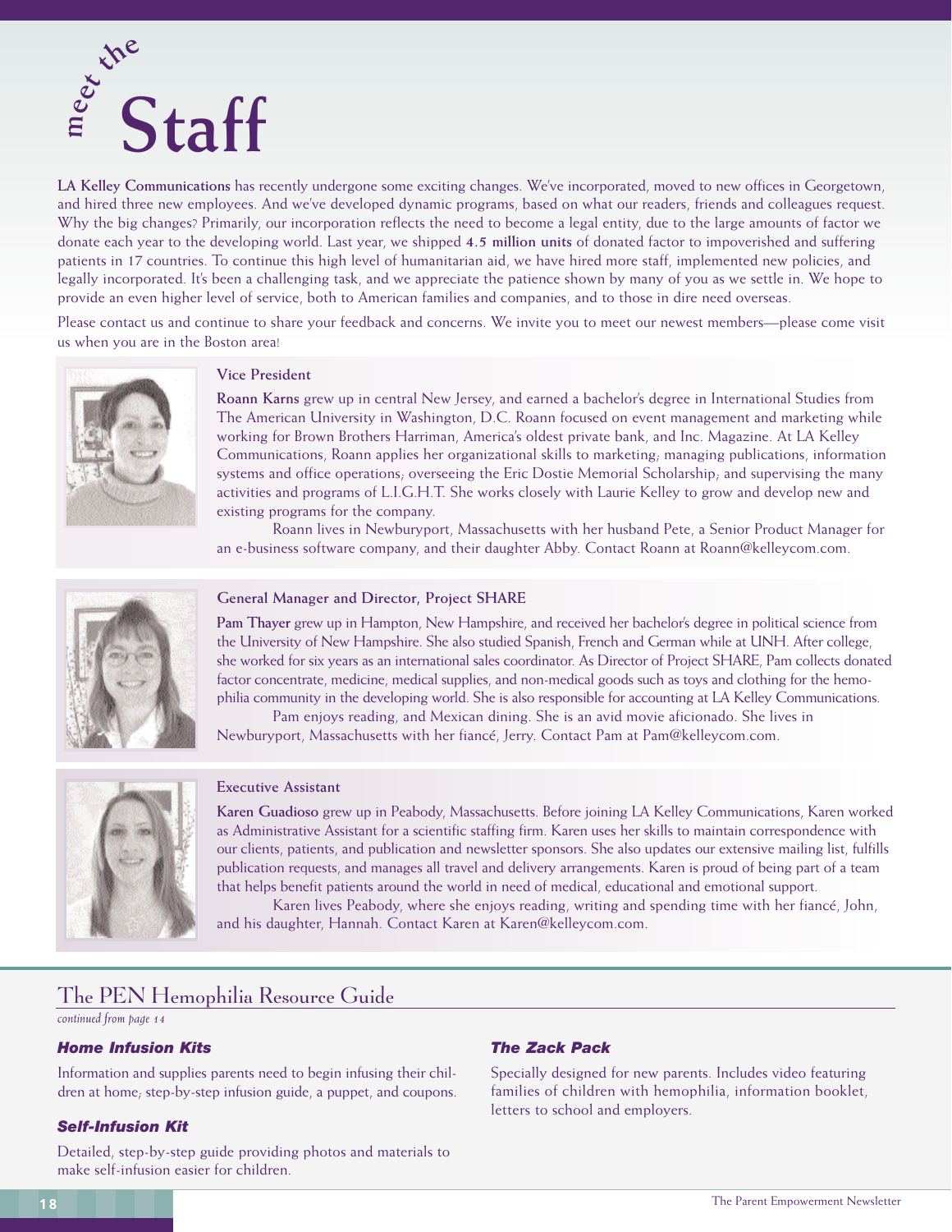# meet the Staff

**LA Kelley Communications** has recently undergone some exciting changes. We've incorporated, moved to new offices in Georgetown, and hired three new employees. And we've developed dynamic programs, based on what our readers, friends and colleagues request. Why the big changes? Primarily, our incorporation reflects the need to become a legal entity, due to the large amounts of factor we donate each year to the developing world. Last year, we shipped **4.5 million units** of donated factor to impoverished and suffering patients in 17 countries. To continue this high level of humanitarian aid, we have hired more staff, implemented new policies, and legally incorporated. It's been a challenging task, and we appreciate the patience shown by many of you as we settle in. We hope to provide an even higher level of service, both to American families and companies, and to those in dire need overseas.

Please contact us and continue to share your feedback and concerns. We invite you to meet our newest members—please come visit us when you are in the Boston area!

### Vice President

**Roann Karns** grew up in central New Jersey, and earned a bachelor's degree in International Studies from The American University in Washington, D.C. Roann focused on event management and marketing while working for Brown Brothers Harriman, America's oldest private bank, and Inc. Magazine. At LA Kelley Communications, Roann applies her organizational skills to marketing; managing publications, information systems and office operations; overseeing the Eric Dostie Memorial Scholarship; and supervising the many activities and programs of L.I.G.H.T. She works closely with Laurie Kelley to grow and develop new and existing programs for the company.

Roann lives in Newburyport, Massachusetts with her husband Pete, a Senior Product Manager for an e-business software company, and their daughter Abby. Contact Roann at Roann@kelleycom.com.

### General Manager and Director, Project SHARE

**Pam Thayer** grew up in Hampton, New Hampshire, and received her bachelor's degree in political science from the University of New Hampshire. She also studied Spanish, French and German while at UNH. After college, she worked for six years as an international sales coordinator. As Director of Project SHARE, Pam collects donated factor concentrate, medicine, medical supplies, and non-medical goods such as toys and clothing for the hemophilia community in the developing world. She is also responsible for accounting at LA Kelley Communications.

Pam enjoys reading, and Mexican dining. She is an avid movie aficionado. She lives in Newburyport, Massachusetts with her fiancé, Jerry. Contact Pam at Pam@kelleycom.com.

### Executive Assistant

**Karen Guadioso** grew up in Peabody, Massachusetts. Before joining LA Kelley Communications, Karen worked as Administrative Assistant for a scientific staffing firm. Karen uses her skills to maintain correspondence with our clients, patients, and publication and newsletter sponsors. She also updates our extensive mailing list, fulfills publication requests, and manages all travel and delivery arrangements. Karen is proud of being part of a team that helps benefit patients around the world in need of medical, educational and emotional support.

Karen lives Peabody, where she enjoys reading, writing and spending time with her fiancé, John, and his daughter, Hannah. Contact Karen at Karen@kelleycom.com.

## The PEN Hemophilia Resource Guide

*continued from page 14*

#### *Home Infusion Kits*

Information and supplies parents need to begin infusing their children at home; step-by-step infusion guide, a puppet, and coupons.

#### *Self-Infusion Kit*

Detailed, step-by-step guide providing photos and materials to make self-infusion easier for children.

#### *The Zack Pack*

Specially designed for new parents. Includes video featuring families of children with hemophilia, information booklet, letters to school and employers.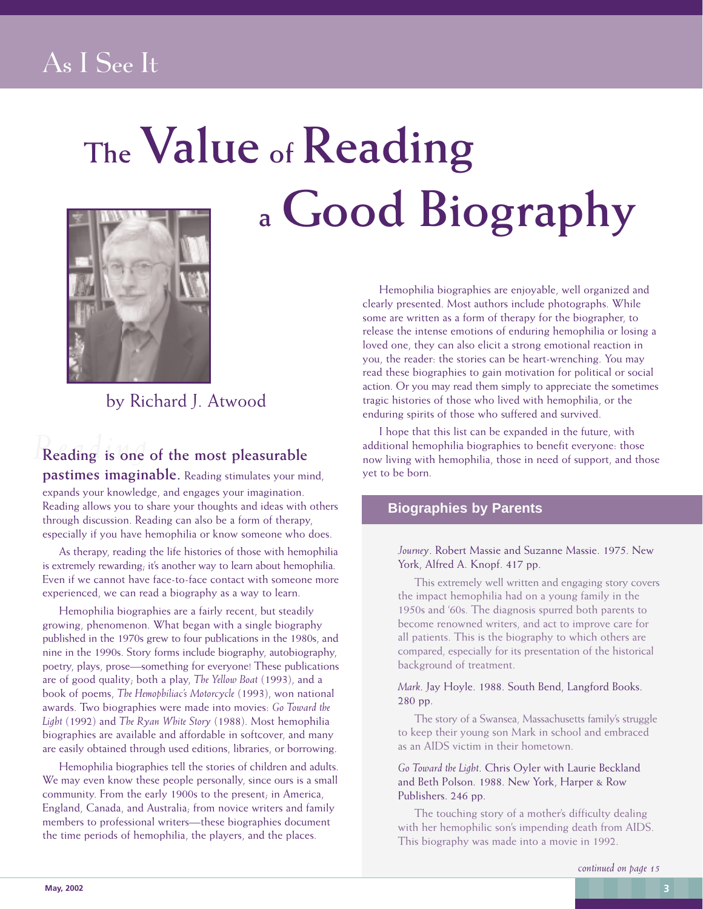# The Value of Reading a Good Biography

by Richard J. Atwood

**Reading is one of the most pleasurable pastimes imaginable.** Reading stimulates your mind, expands your knowledge, and engages your imagination. Reading allows you to share your thoughts and ideas with others through discussion. Reading can also be a form of therapy, especially if you have hemophilia or know someone who does.

As therapy, reading the life histories of those with hemophilia is extremely rewarding; it's another way to learn about hemophilia. Even if we cannot have face-to-face contact with someone more experienced, we can read a biography as a way to learn.

Hemophilia biographies are a fairly recent, but steadily growing, phenomenon. What began with a single biography published in the 1970s grew to four publications in the 1980s, and nine in the 1990s. Story forms include biography, autobiography, poetry, plays, prose—something for everyone! These publications are of good quality; both a play, *The Yellow Boat* (1993), and a book of poems, *The Hemophiliac's Motorcycle* (1993), won national awards. Two biographies were made into movies: *Go Toward the Light* (1992) and *The Ryan White Story* (1988). Most hemophilia biographies are available and affordable in softcover, and many are easily obtained through used editions, libraries, or borrowing.

Hemophilia biographies tell the stories of children and adults. We may even know these people personally, since ours is a small community. From the early 1900s to the present; in America, England, Canada, and Australia; from novice writers and family members to professional writers—these biographies document the time periods of hemophilia, the players, and the places.

Hemophilia biographies are enjoyable, well organized and clearly presented. Most authors include photographs. While some are written as a form of therapy for the biographer, to release the intense emotions of enduring hemophilia or losing a loved one, they can also elicit a strong emotional reaction in you, the reader: the stories can be heart-wrenching. You may read these biographies to gain motivation for political or social action. Or you may read them simply to appreciate the sometimes tragic histories of those who lived with hemophilia, or the enduring spirits of those who suffered and survived.

I hope that this list can be expanded in the future, with additional hemophilia biographies to benefit everyone: those now living with hemophilia, those in need of support, and those yet to be born.

## Biographies by Parents

*Journey*. Robert Massie and Suzanne Massie. 1975. New York, Alfred A. Knopf. 417 pp.

This extremely well written and engaging story covers the impact hemophilia had on a young family in the 1950s and '60s. The diagnosis spurred both parents to become renowned writers, and act to improve care for all patients. This is the biography to which others are compared, especially for its presentation of the historical background of treatment.

*Mark*. Jay Hoyle. 1988. South Bend, Langford Books. 280 pp.

The story of a Swansea, Massachusetts family's struggle to keep their young son Mark in school and embraced as an AIDS victim in their hometown.

*Go Toward the Light*. Chris Oyler with Laurie Beckland and Beth Polson. 1988. New York, Harper & Row Publishers. 246 pp.

The touching story of a mother's difficulty dealing with her hemophilic son's impending death from AIDS. This biography was made into a movie in 1992.

*continued on page 15*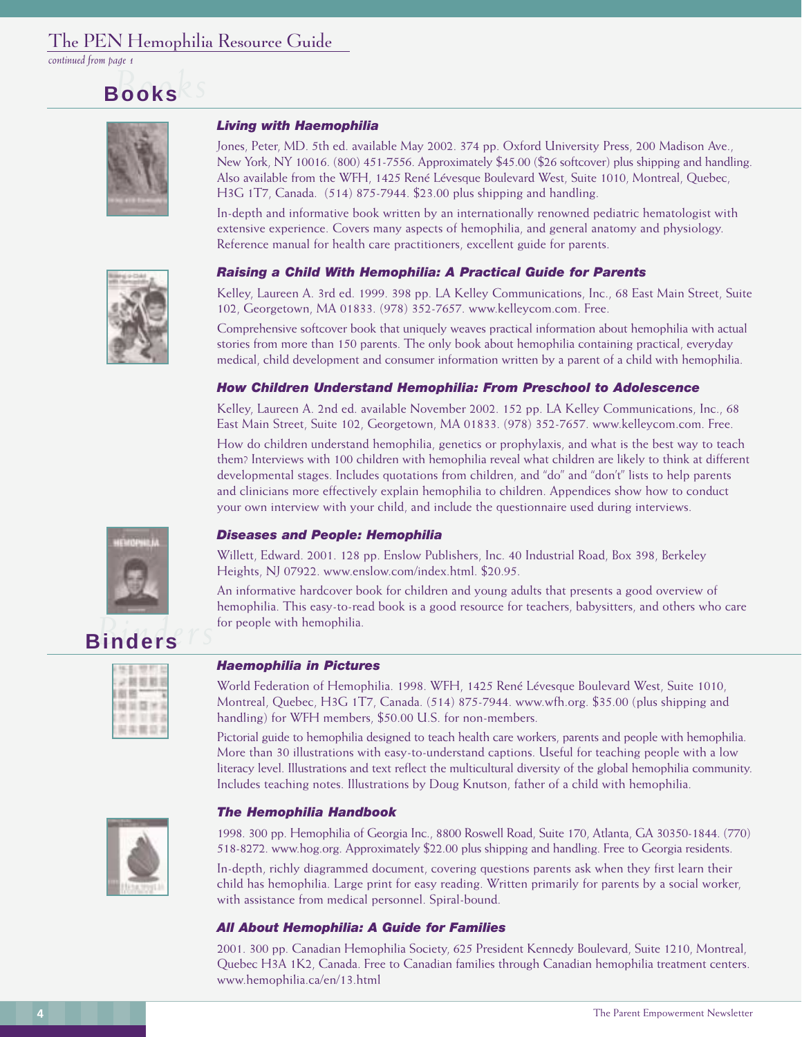## Books

### *Living with Haemophilia*

Jones, Peter, MD. 5th ed. available May 2002. 374 pp. Oxford University Press, 200 Madison Ave., New York, NY 10016. (800) 451-7556. Approximately $45.00 ($26 softcover) plus shipping and handling. Also available from the WFH, 1425 René Lévesque Boulevard West, Suite 1010, Montreal, Quebec, H3G 1T7, Canada. (514) 875-7944. $23.00 plus shipping and handling.

In-depth and informative book written by an internationally renowned pediatric hematologist with extensive experience. Covers many aspects of hemophilia, and general anatomy and physiology. Reference manual for health care practitioners, excellent guide for parents.

### *Raising a Child With Hemophilia: A Practical Guide for Parents*

Kelley, Laureen A. 3rd ed. 1999. 398 pp. LA Kelley Communications, Inc., 68 East Main Street, Suite 102, Georgetown, MA 01833. (978) 352-7657. www.kelleycom.com. Free.

Comprehensive softcover book that uniquely weaves practical information about hemophilia with actual stories from more than 150 parents. The only book about hemophilia containing practical, everyday medical, child development and consumer information written by a parent of a child with hemophilia.

### *How Children Understand Hemophilia: From Preschool to Adolescence*

Kelley, Laureen A. 2nd ed. available November 2002. 152 pp. LA Kelley Communications, Inc., 68 East Main Street, Suite 102, Georgetown, MA 01833. (978) 352-7657. www.kelleycom.com. Free.

How do children understand hemophilia, genetics or prophylaxis, and what is the best way to teach them? Interviews with 100 children with hemophilia reveal what children are likely to think at different developmental stages. Includes quotations from children, and "do" and "don't" lists to help parents and clinicians more effectively explain hemophilia to children. Appendices show how to conduct your own interview with your child, and include the questionnaire used during interviews.

### *Diseases and People: Hemophilia*

Willett, Edward. 2001. 128 pp. Enslow Publishers, Inc. 40 Industrial Road, Box 398, Berkeley Heights, NJ 07922. www.enslow.com/index.html. $20.95.

An informative hardcover book for children and young adults that presents a good overview of hemophilia. This easy-to-read book is a good resource for teachers, babysitters, and others who care for people with hemophilia.

## Binders

### *Haemophilia in Pictures*

World Federation of Hemophilia. 1998. WFH, 1425 René Lévesque Boulevard West, Suite 1010, Montreal, Quebec, H3G 1T7, Canada. (514) 875-7944. www.wfh.org. $35.00 (plus shipping and handling) for WFH members, $50.00 U.S. for non-members.

Pictorial guide to hemophilia designed to teach health care workers, parents and people with hemophilia. More than 30 illustrations with easy-to-understand captions. Useful for teaching people with a low literacy level. Illustrations and text reflect the multicultural diversity of the global hemophilia community. Includes teaching notes. Illustrations by Doug Knutson, father of a child with hemophilia.

### *The Hemophilia Handbook*

1998. 300 pp. Hemophilia of Georgia Inc., 8800 Roswell Road, Suite 170, Atlanta, GA 30350-1844. (770) 518-8272. www.hog.org. Approximately $22.00 plus shipping and handling. Free to Georgia residents.

In-depth, richly diagrammed document, covering questions parents ask when they first learn their child has hemophilia. Large print for easy reading. Written primarily for parents by a social worker, with assistance from medical personnel. Spiral-bound.

### *All About Hemophilia: A Guide for Families*

2001. 300 pp. Canadian Hemophilia Society, 625 President Kennedy Boulevard, Suite 1210, Montreal, Quebec H3A 1K2, Canada. Free to Canadian families through Canadian hemophilia treatment centers. www.hemophilia.ca/en/13.html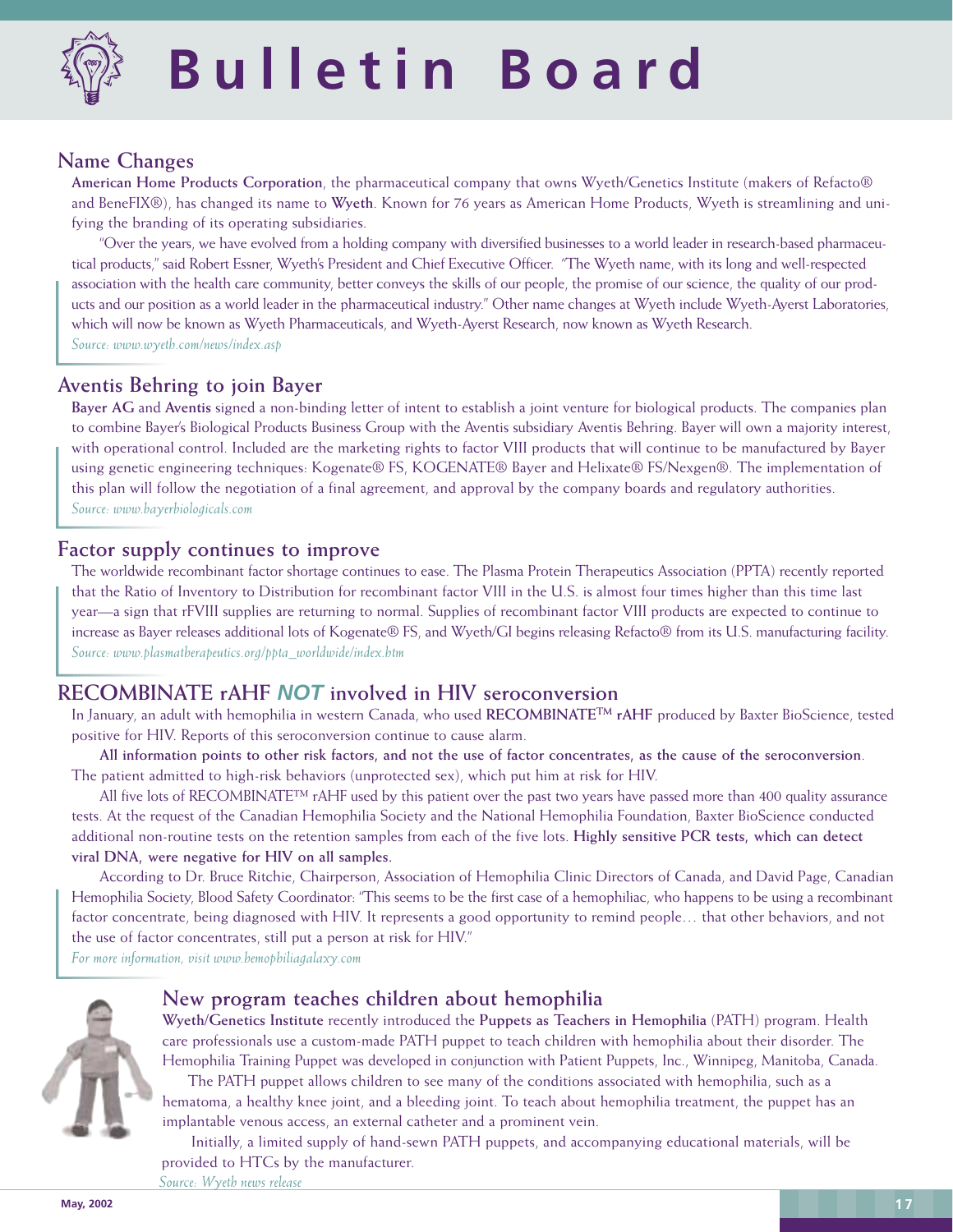# Bulletin Board

## Name Changes

**American Home Products Corporation**, the pharmaceutical company that owns Wyeth/Genetics Institute (makers of Refacto® and BeneFIX®), has changed its name to **Wyeth**. Known for 76 years as American Home Products, Wyeth is streamlining and unifying the branding of its operating subsidiaries.

"Over the years, we have evolved from a holding company with diversified businesses to a world leader in research-based pharmaceutical products," said Robert Essner, Wyeth's President and Chief Executive Officer. "The Wyeth name, with its long and well-respected association with the health care community, better conveys the skills of our people, the promise of our science, the quality of our products and our position as a world leader in the pharmaceutical industry." Other name changes at Wyeth include Wyeth-Ayerst Laboratories, which will now be known as Wyeth Pharmaceuticals, and Wyeth-Ayerst Research, now known as Wyeth Research.

*Source: www.wyeth.com/news/index.asp*

## Aventis Behring to join Bayer

**Bayer AG** and **Aventis** signed a non-binding letter of intent to establish a joint venture for biological products. The companies plan to combine Bayer's Biological Products Business Group with the Aventis subsidiary Aventis Behring. Bayer will own a majority interest, with operational control. Included are the marketing rights to factor VIII products that will continue to be manufactured by Bayer using genetic engineering techniques: Kogenate® FS, KOGENATE® Bayer and Helixate® FS/Nexgen®. The implementation of this plan will follow the negotiation of a final agreement, and approval by the company boards and regulatory authorities.

*Source: www.bayerbiologicals.com*

## Factor supply continues to improve

The worldwide recombinant factor shortage continues to ease. The Plasma Protein Therapeutics Association (PPTA) recently reported that the Ratio of Inventory to Distribution for recombinant factor VIII in the U.S. is almost four times higher than this time last year—a sign that rFVIII supplies are returning to normal. Supplies of recombinant factor VIII products are expected to continue to increase as Bayer releases additional lots of Kogenate® FS, and Wyeth/GI begins releasing Refacto® from its U.S. manufacturing facility.

*Source: www.plasmatherapeutics.org/ppta_worldwide/index.htm*

## RECOMBINATE rAHF ***NOT*** involved in HIV seroconversion

In January, an adult with hemophilia in western Canada, who used **RECOMBINATE™ rAHF** produced by Baxter BioScience, tested positive for HIV. Reports of this seroconversion continue to cause alarm.

**All information points to other risk factors, and not the use of factor concentrates, as the cause of the seroconversion**. The patient admitted to high-risk behaviors (unprotected sex), which put him at risk for HIV.

All five lots of RECOMBINATE™ rAHF used by this patient over the past two years have passed more than 400 quality assurance tests. At the request of the Canadian Hemophilia Society and the National Hemophilia Foundation, Baxter BioScience conducted additional non-routine tests on the retention samples from each of the five lots. **Highly sensitive PCR tests, which can detect viral DNA, were negative for HIV on all samples.**

According to Dr. Bruce Ritchie, Chairperson, Association of Hemophilia Clinic Directors of Canada, and David Page, Canadian Hemophilia Society, Blood Safety Coordinator: "This seems to be the first case of a hemophiliac, who happens to be using a recombinant factor concentrate, being diagnosed with HIV. It represents a good opportunity to remind people… that other behaviors, and not the use of factor concentrates, still put a person at risk for HIV."

*For more information, visit www.hemophiliagalaxy.com*

## New program teaches children about hemophilia

**Wyeth/Genetics Institute** recently introduced the **Puppets as Teachers in Hemophilia** (PATH) program. Health care professionals use a custom-made PATH puppet to teach children with hemophilia about their disorder. The Hemophilia Training Puppet was developed in conjunction with Patient Puppets, Inc., Winnipeg, Manitoba, Canada.

The PATH puppet allows children to see many of the conditions associated with hemophilia, such as a hematoma, a healthy knee joint, and a bleeding joint. To teach about hemophilia treatment, the puppet has an implantable venous access, an external catheter and a prominent vein.

Initially, a limited supply of hand-sewn PATH puppets, and accompanying educational materials, will be provided to HTCs by the manufacturer.

*Source: Wyeth news release*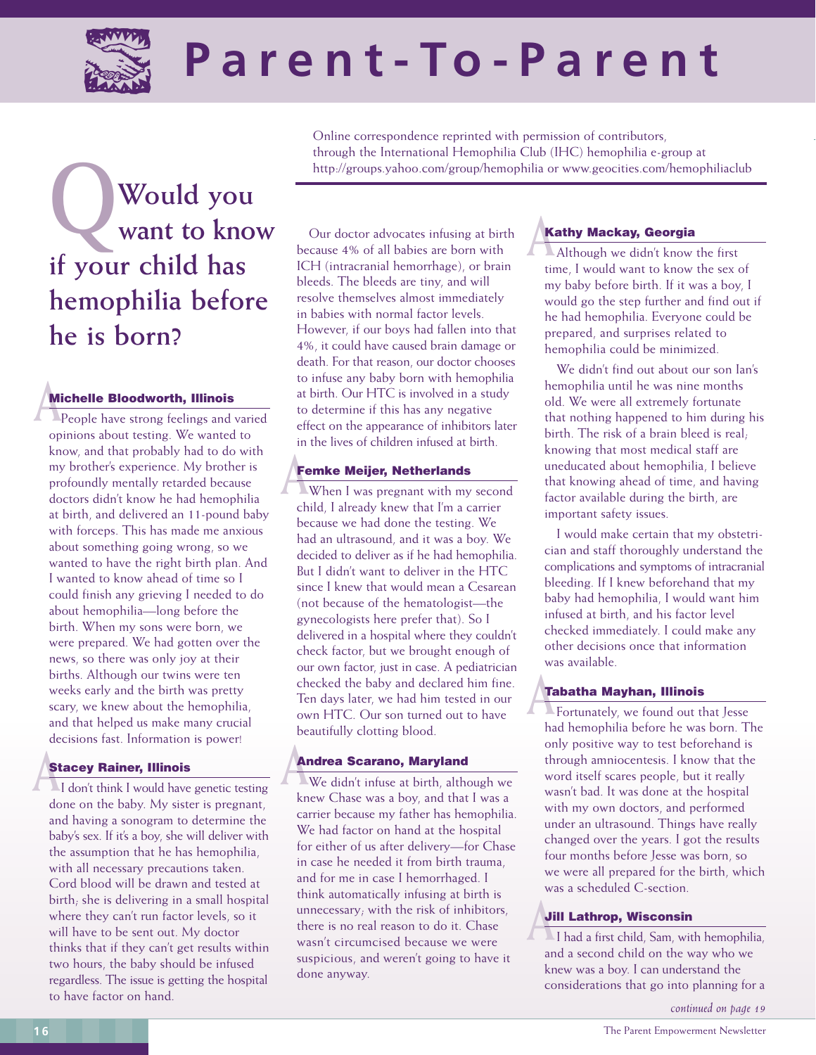# Parent-To-Parent

Online correspondence reprinted with permission of contributors, through the International Hemophilia Club (IHC) hemophilia e-group at http://groups.yahoo.com/group/hemophilia or www.geocities.com/hemophiliaclub

## Q Would you want to know if your child has hemophilia before he is born?

### A Michelle Bloodworth, Illinois

People have strong feelings and varied opinions about testing. We wanted to know, and that probably had to do with my brother's experience. My brother is profoundly mentally retarded because doctors didn't know he had hemophilia at birth, and delivered an 11-pound baby with forceps. This has made me anxious about something going wrong, so we wanted to have the right birth plan. And I wanted to know ahead of time so I could finish any grieving I needed to do about hemophilia—long before the birth. When my sons were born, we were prepared. We had gotten over the news, so there was only joy at their births. Although our twins were ten weeks early and the birth was pretty scary, we knew about the hemophilia, and that helped us make many crucial decisions fast. Information is power!

### A Stacey Rainer, Illinois

I don't think I would have genetic testing done on the baby. My sister is pregnant, and having a sonogram to determine the baby's sex. If it's a boy, she will deliver with the assumption that he has hemophilia, with all necessary precautions taken. Cord blood will be drawn and tested at birth; she is delivering in a small hospital where they can't run factor levels, so it will have to be sent out. My doctor thinks that if they can't get results within two hours, the baby should be infused regardless. The issue is getting the hospital to have factor on hand.

Our doctor advocates infusing at birth because 4% of all babies are born with ICH (intracranial hemorrhage), or brain bleeds. The bleeds are tiny, and will resolve themselves almost immediately in babies with normal factor levels. However, if our boys had fallen into that 4%, it could have caused brain damage or death. For that reason, our doctor chooses to infuse any baby born with hemophilia at birth. Our HTC is involved in a study to determine if this has any negative effect on the appearance of inhibitors later in the lives of children infused at birth.

### A Femke Meijer, Netherlands

When I was pregnant with my second child, I already knew that I'm a carrier because we had done the testing. We had an ultrasound, and it was a boy. We decided to deliver as if he had hemophilia. But I didn't want to deliver in the HTC since I knew that would mean a Cesarean (not because of the hematologist—the gynecologists here prefer that). So I delivered in a hospital where they couldn't check factor, but we brought enough of our own factor, just in case. A pediatrician checked the baby and declared him fine. Ten days later, we had him tested in our own HTC. Our son turned out to have beautifully clotting blood.

### A Andrea Scarano, Maryland

We didn't infuse at birth, although we knew Chase was a boy, and that I was a carrier because my father has hemophilia. We had factor on hand at the hospital for either of us after delivery—for Chase in case he needed it from birth trauma, and for me in case I hemorrhaged. I think automatically infusing at birth is unnecessary; with the risk of inhibitors, there is no real reason to do it. Chase wasn't circumcised because we were suspicious, and weren't going to have it done anyway.

### A Kathy Mackay, Georgia

Although we didn't know the first time, I would want to know the sex of my baby before birth. If it was a boy, I would go the step further and find out if he had hemophilia. Everyone could be prepared, and surprises related to hemophilia could be minimized.

We didn't find out about our son Ian's hemophilia until he was nine months old. We were all extremely fortunate that nothing happened to him during his birth. The risk of a brain bleed is real; knowing that most medical staff are uneducated about hemophilia, I believe that knowing ahead of time, and having factor available during the birth, are important safety issues.

I would make certain that my obstetrician and staff thoroughly understand the complications and symptoms of intracranial bleeding. If I knew beforehand that my baby had hemophilia, I would want him infused at birth, and his factor level checked immediately. I could make any other decisions once that information was available.

### A Tabatha Mayhan, Illinois

Fortunately, we found out that Jesse had hemophilia before he was born. The only positive way to test beforehand is through amniocentesis. I know that the word itself scares people, but it really wasn't bad. It was done at the hospital with my own doctors, and performed under an ultrasound. Things have really changed over the years. I got the results four months before Jesse was born, so we were all prepared for the birth, which was a scheduled C-section.

### A Jill Lathrop, Wisconsin

I had a first child, Sam, with hemophilia, and a second child on the way who we knew was a boy. I can understand the considerations that go into planning for a

*continued on page 19*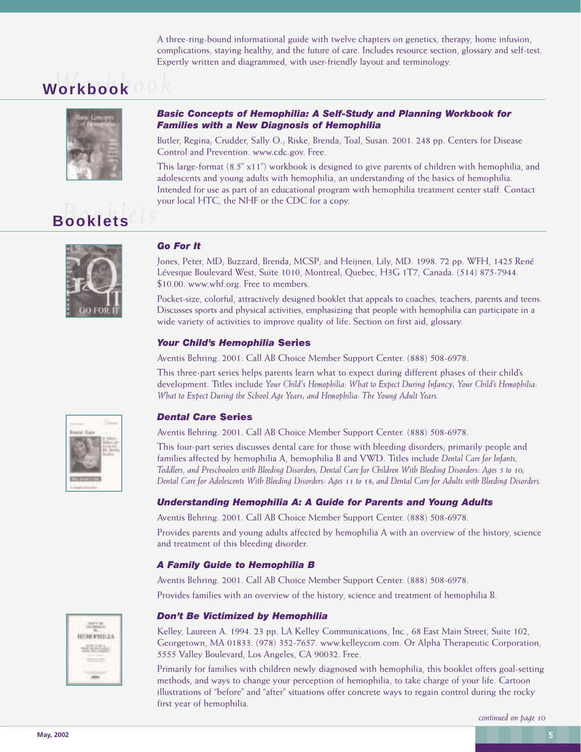A three-ring-bound informational guide with twelve chapters on genetics, therapy, home infusion, complications, staying healthy, and the future of care. Includes resource section, glossary and self-test. Expertly written and diagrammed, with user-friendly layout and terminology.

## Workbook

### *Basic Concepts of Hemophilia: A Self-Study and Planning Workbook for Families with a New Diagnosis of Hemophilia*

Butler, Regina; Crudder, Sally O.; Riske, Brenda; Toal, Susan. 2001. 248 pp. Centers for Disease Control and Prevention. www.cdc.gov. Free.

This large-format (8.5" x11") workbook is designed to give parents of children with hemophilia, and adolescents and young adults with hemophilia, an understanding of the basics of hemophilia. Intended for use as part of an educational program with hemophilia treatment center staff. Contact your local HTC, the NHF or the CDC for a copy.

## Booklets

### *Go For It*

Jones, Peter, MD; Buzzard, Brenda, MCSP; and Heijnen, Lily, MD. 1998. 72 pp. WFH, 1425 René Lévesque Boulevard West, Suite 1010, Montreal, Quebec, H3G 1T7, Canada. (514) 875-7944. $10.00. www.whf.org. Free to members.

Pocket-size, colorful, attractively designed booklet that appeals to coaches, teachers, parents and teens. Discusses sports and physical activities, emphasizing that people with hemophilia can participate in a wide variety of activities to improve quality of life. Section on first aid, glossary.

### *Your Child's Hemophilia* Series

Aventis Behring. 2001. Call AB Choice Member Support Center. (888) 508-6978.

This three-part series helps parents learn what to expect during different phases of their child's development. Titles include *Your Child's Hemophilia: What to Expect During Infancy; Your Child's Hemophilia: What to Expect During the School Age Years; and Hemophilia: The Young Adult Years.*

### *Dental Care* Series

Aventis Behring. 2001. Call AB Choice Member Support Center. (888) 508-6978.

This four-part series discusses dental care for those with bleeding disorders; primarily people and families affected by hemophilia A, hemophilia B and VWD. Titles include *Dental Care for Infants, Toddlers, and Preschoolers with Bleeding Disorders; Dental Care for Children With Bleeding Disorders: Ages 5 to 10; Dental Care for Adolescents With Bleeding Disorders: Ages 11 to 18; and Dental Care for Adults with Bleeding Disorders.*

### *Understanding Hemophilia A: A Guide for Parents and Young Adults*

Aventis Behring. 2001. Call AB Choice Member Support Center. (888) 508-6978.

Provides parents and young adults affected by hemophilia A with an overview of the history, science and treatment of this bleeding disorder.

### *A Family Guide to Hemophilia B*

Aventis Behring. 2001. Call AB Choice Member Support Center. (888) 508-6978.

Provides families with an overview of the history, science and treatment of hemophilia B.

### *Don't Be Victimized by Hemophilia*

Kelley, Laureen A. 1994. 23 pp. LA Kelley Communications, Inc., 68 East Main Street, Suite 102, Georgetown, MA 01833. (978) 352-7657. www.kelleycom.com. Or Alpha Therapeutic Corporation, 5555 Valley Boulevard, Los Angeles, CA 90032. Free.

Primarily for families with children newly diagnosed with hemophilia, this booklet offers goal-setting methods, and ways to change your perception of hemophilia, to take charge of your life. Cartoon illustrations of "before" and "after" situations offer concrete ways to regain control during the rocky first year of hemophilia.

*continued on page 10*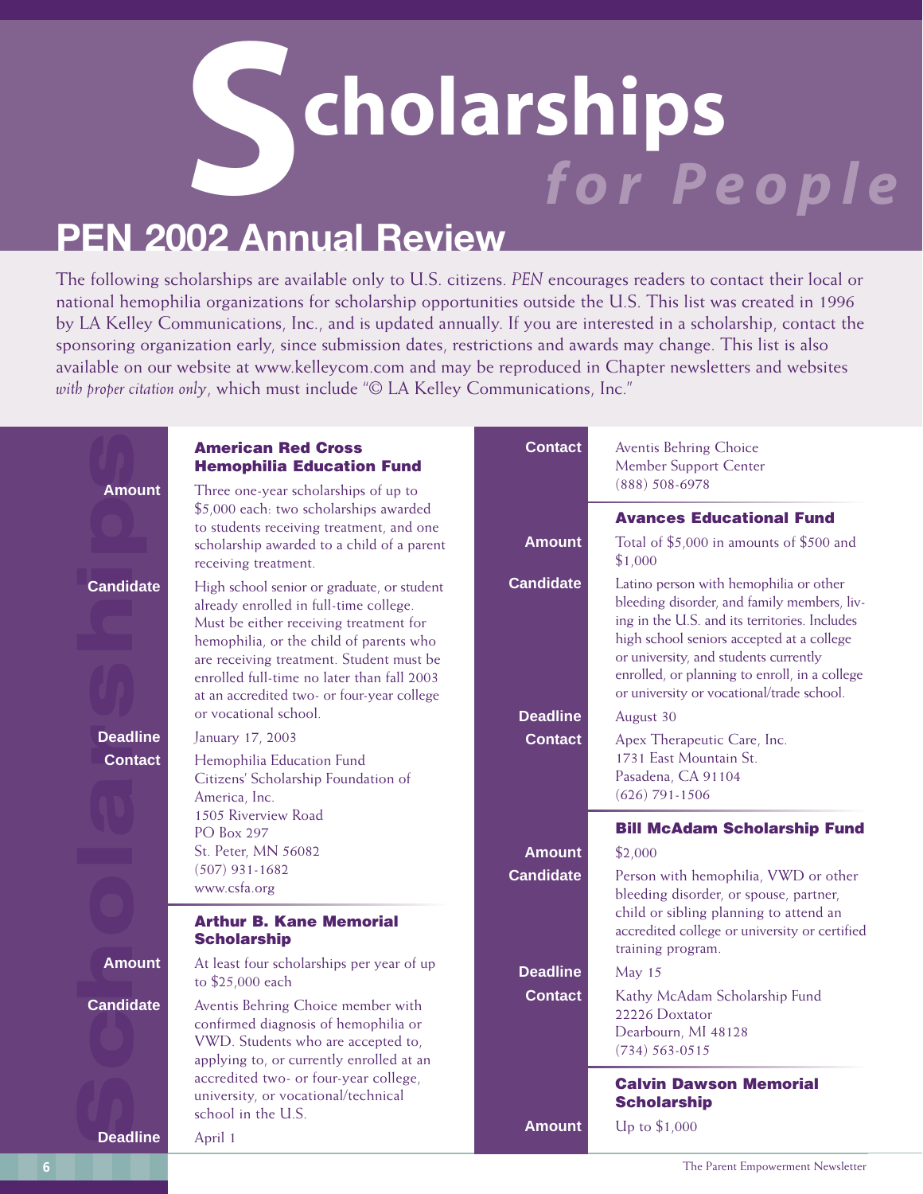# Scholarships *for People*

## PEN 2002 Annual Review

The following scholarships are available only to U.S. citizens. *PEN* encourages readers to contact their local or national hemophilia organizations for scholarship opportunities outside the U.S. This list was created in 1996 by LA Kelley Communications, Inc., and is updated annually. If you are interested in a scholarship, contact the sponsoring organization early, since submission dates, restrictions and awards may change. This list is also available on our website at www.kelleycom.com and may be reproduced in Chapter newsletters and websites *with proper citation only*, which must include "© LA Kelley Communications, Inc."

### American Red Cross Hemophilia Education Fund

**Amount** Three one-year scholarships of up to $5,000 each: two scholarships awarded to students receiving treatment, and one scholarship awarded to a child of a parent receiving treatment.

**Candidate** High school senior or graduate, or student already enrolled in full-time college. Must be either receiving treatment for hemophilia, or the child of parents who are receiving treatment. Student must be enrolled full-time no later than fall 2003 at an accredited two- or four-year college or vocational school.

**Deadline** January 17, 2003

**Contact** Hemophilia Education Fund
Citizens' Scholarship Foundation of America, Inc.
1505 Riverview Road
PO Box 297
St. Peter, MN 56082
(507) 931-1682
www.csfa.org

### Arthur B. Kane Memorial Scholarship

**Amount** At least four scholarships per year of up to $25,000 each

**Candidate** Aventis Behring Choice member with confirmed diagnosis of hemophilia or VWD. Students who are accepted to, applying to, or currently enrolled at an accredited two- or four-year college, university, or vocational/technical school in the U.S.

**Deadline** April 1

**Contact** Aventis Behring Choice
Member Support Center
(888) 508-6978

### Avances Educational Fund

**Amount** Total of $5,000 in amounts of $500 and $1,000

**Candidate** Latino person with hemophilia or other bleeding disorder, and family members, living in the U.S. and its territories. Includes high school seniors accepted at a college or university, and students currently enrolled, or planning to enroll, in a college or university or vocational/trade school.

**Deadline** August 30

**Contact** Apex Therapeutic Care, Inc.
1731 East Mountain St.
Pasadena, CA 91104
(626) 791-1506

### Bill McAdam Scholarship Fund

**Amount** $2,000

**Candidate** Person with hemophilia, VWD or other bleeding disorder, or spouse, partner, child or sibling planning to attend an accredited college or university or certified training program.

**Deadline** May 15

**Contact** Kathy McAdam Scholarship Fund
22226 Doxtator
Dearbourn, MI 48128
(734) 563-0515

### Calvin Dawson Memorial Scholarship

**Amount** Up to $1,000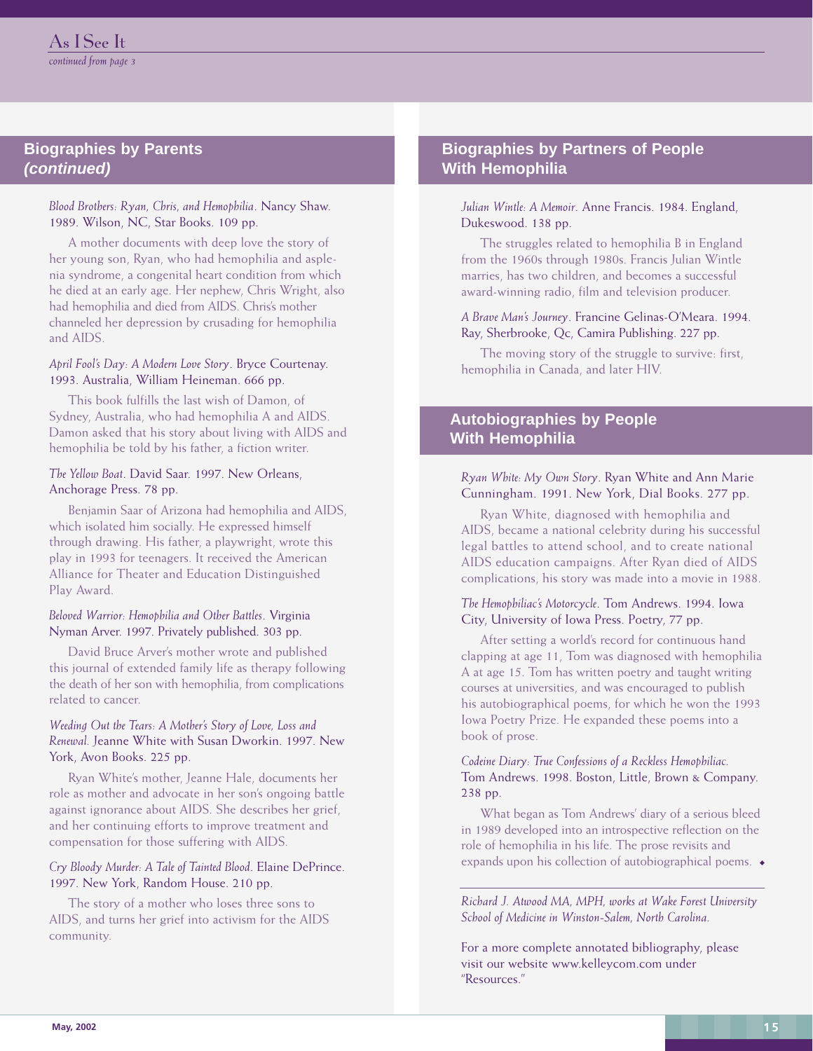## As I See It

*continued from page 3*

## Biographies by Parents *(continued)*

*Blood Brothers: Ryan, Chris, and Hemophilia*. Nancy Shaw. 1989. Wilson, NC, Star Books. 109 pp.

A mother documents with deep love the story of her young son, Ryan, who had hemophilia and asplenia syndrome, a congenital heart condition from which he died at an early age. Her nephew, Chris Wright, also had hemophilia and died from AIDS. Chris's mother channeled her depression by crusading for hemophilia and AIDS.

*April Fool's Day: A Modern Love Story*. Bryce Courtenay. 1993. Australia, William Heineman. 666 pp.

This book fulfills the last wish of Damon, of Sydney, Australia, who had hemophilia A and AIDS. Damon asked that his story about living with AIDS and hemophilia be told by his father, a fiction writer.

*The Yellow Boat*. David Saar. 1997. New Orleans, Anchorage Press. 78 pp.

Benjamin Saar of Arizona had hemophilia and AIDS, which isolated him socially. He expressed himself through drawing. His father, a playwright, wrote this play in 1993 for teenagers. It received the American Alliance for Theater and Education Distinguished Play Award.

*Beloved Warrior: Hemophilia and Other Battles*. Virginia Nyman Arver. 1997. Privately published. 303 pp.

David Bruce Arver's mother wrote and published this journal of extended family life as therapy following the death of her son with hemophilia, from complications related to cancer.

*Weeding Out the Tears: A Mother's Story of Love, Loss and Renewal*. Jeanne White with Susan Dworkin. 1997. New York, Avon Books. 225 pp.

Ryan White's mother, Jeanne Hale, documents her role as mother and advocate in her son's ongoing battle against ignorance about AIDS. She describes her grief, and her continuing efforts to improve treatment and compensation for those suffering with AIDS.

*Cry Bloody Murder: A Tale of Tainted Blood*. Elaine DePrince. 1997. New York, Random House. 210 pp.

The story of a mother who loses three sons to AIDS, and turns her grief into activism for the AIDS community.

## Biographies by Partners of People With Hemophilia

*Julian Wintle: A Memoir*. Anne Francis. 1984. England, Dukeswood. 138 pp.

The struggles related to hemophilia B in England from the 1960s through 1980s. Francis Julian Wintle marries, has two children, and becomes a successful award-winning radio, film and television producer.

*A Brave Man's Journey*. Francine Gelinas-O'Meara. 1994. Ray, Sherbrooke, Qc, Camira Publishing. 227 pp.

The moving story of the struggle to survive: first, hemophilia in Canada, and later HIV.

## Autobiographies by People With Hemophilia

*Ryan White: My Own Story*. Ryan White and Ann Marie Cunningham. 1991. New York, Dial Books. 277 pp.

Ryan White, diagnosed with hemophilia and AIDS, became a national celebrity during his successful legal battles to attend school, and to create national AIDS education campaigns. After Ryan died of AIDS complications, his story was made into a movie in 1988.

*The Hemophiliac's Motorcycle*. Tom Andrews. 1994. Iowa City, University of Iowa Press. Poetry, 77 pp.

After setting a world's record for continuous hand clapping at age 11, Tom was diagnosed with hemophilia A at age 15. Tom has written poetry and taught writing courses at universities, and was encouraged to publish his autobiographical poems, for which he won the 1993 Iowa Poetry Prize. He expanded these poems into a book of prose.

*Codeine Diary: True Confessions of a Reckless Hemophiliac*. Tom Andrews. 1998. Boston, Little, Brown & Company. 238 pp.

What began as Tom Andrews' diary of a serious bleed in 1989 developed into an introspective reflection on the role of hemophilia in his life. The prose revisits and expands upon his collection of autobiographical poems. ◆

---

*Richard J. Atwood MA, MPH, works at Wake Forest University School of Medicine in Winston-Salem, North Carolina.*

For a more complete annotated bibliography, please visit our website www.kelleycom.com under "Resources."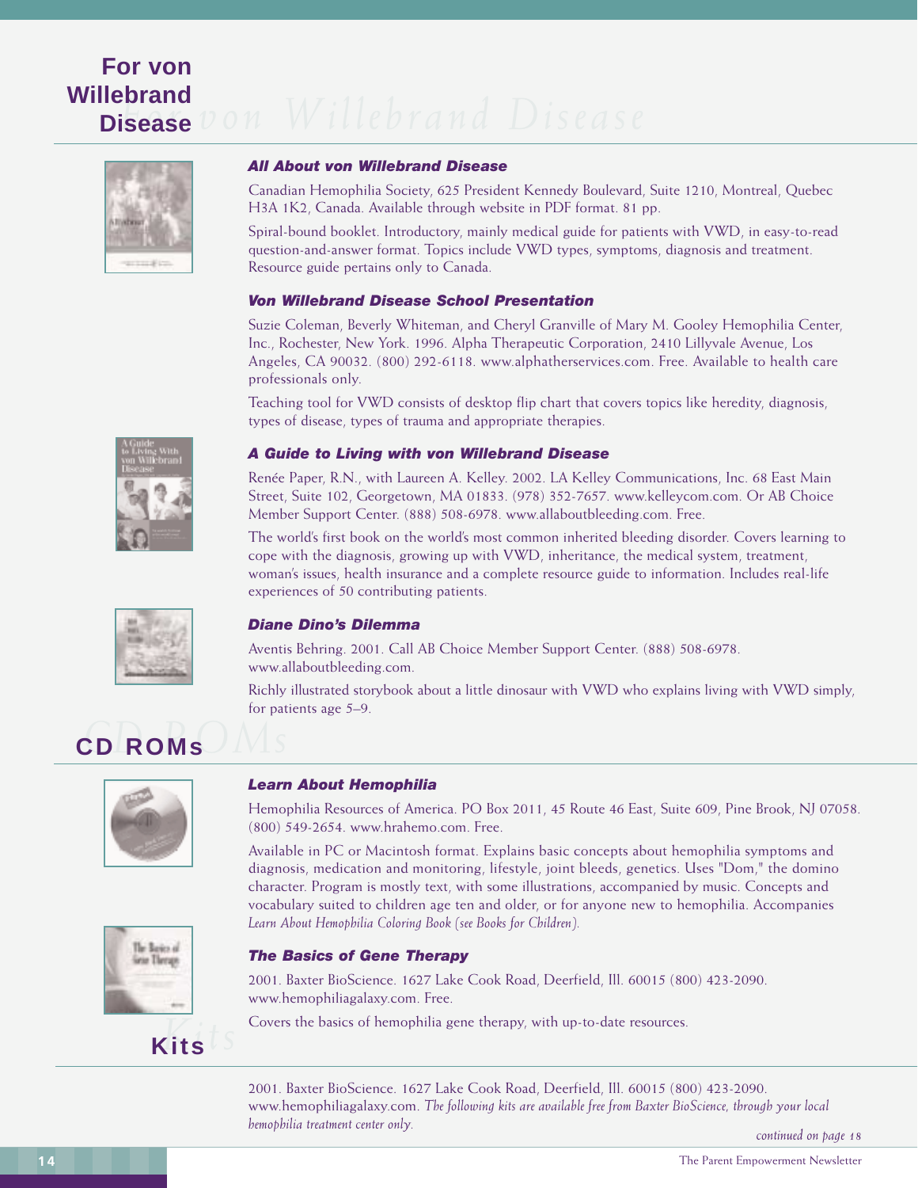## For von Willebrand Disease

### *All About von Willebrand Disease*

Canadian Hemophilia Society, 625 President Kennedy Boulevard, Suite 1210, Montreal, Quebec H3A 1K2, Canada. Available through website in PDF format. 81 pp.

Spiral-bound booklet. Introductory, mainly medical guide for patients with VWD, in easy-to-read question-and-answer format. Topics include VWD types, symptoms, diagnosis and treatment. Resource guide pertains only to Canada.

### *Von Willebrand Disease School Presentation*

Suzie Coleman, Beverly Whiteman, and Cheryl Granville of Mary M. Gooley Hemophilia Center, Inc., Rochester, New York. 1996. Alpha Therapeutic Corporation, 2410 Lillyvale Avenue, Los Angeles, CA 90032. (800) 292-6118. www.alphatherservices.com. Free. Available to health care professionals only.

Teaching tool for VWD consists of desktop flip chart that covers topics like heredity, diagnosis, types of disease, types of trauma and appropriate therapies.

### *A Guide to Living with von Willebrand Disease*

Renée Paper, R.N., with Laureen A. Kelley. 2002. LA Kelley Communications, Inc. 68 East Main Street, Suite 102, Georgetown, MA 01833. (978) 352-7657. www.kelleycom.com. Or AB Choice Member Support Center. (888) 508-6978. www.allaboutbleeding.com. Free.

The world's first book on the world's most common inherited bleeding disorder. Covers learning to cope with the diagnosis, growing up with VWD, inheritance, the medical system, treatment, woman's issues, health insurance and a complete resource guide to information. Includes real-life experiences of 50 contributing patients.

### *Diane Dino's Dilemma*

Aventis Behring. 2001. Call AB Choice Member Support Center. (888) 508-6978. www.allaboutbleeding.com.

Richly illustrated storybook about a little dinosaur with VWD who explains living with VWD simply, for patients age 5–9.

## CD ROMs

### *Learn About Hemophilia*

Hemophilia Resources of America. PO Box 2011, 45 Route 46 East, Suite 609, Pine Brook, NJ 07058. (800) 549-2654. www.hrahemo.com. Free.

Available in PC or Macintosh format. Explains basic concepts about hemophilia symptoms and diagnosis, medication and monitoring, lifestyle, joint bleeds, genetics. Uses "Dom," the domino character. Program is mostly text, with some illustrations, accompanied by music. Concepts and vocabulary suited to children age ten and older, or for anyone new to hemophilia. Accompanies *Learn About Hemophilia Coloring Book (see Books for Children).*

### *The Basics of Gene Therapy*

2001. Baxter BioScience. 1627 Lake Cook Road, Deerfield, Ill. 60015 (800) 423-2090. www.hemophiliagalaxy.com. Free.

Covers the basics of hemophilia gene therapy, with up-to-date resources.

## Kits

2001. Baxter BioScience. 1627 Lake Cook Road, Deerfield, Ill. 60015 (800) 423-2090. www.hemophiliagalaxy.com. *The following kits are available free from Baxter BioScience, through your local hemophilia treatment center only.*

*continued on page 18*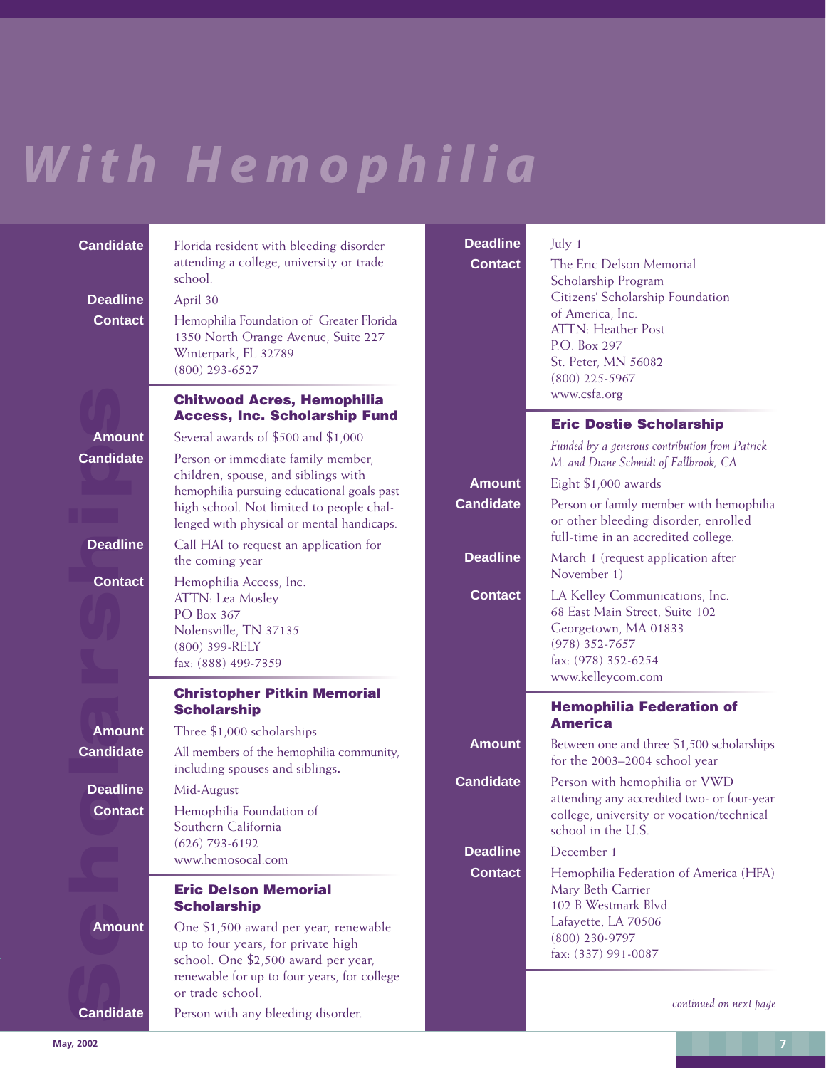# With Hemophilia

**Candidate** Florida resident with bleeding disorder attending a college, university or trade school.

**Deadline** April 30

**Contact** Hemophilia Foundation of Greater Florida
1350 North Orange Avenue, Suite 227
Winterpark, FL 32789
(800) 293-6527

## Chitwood Acres, Hemophilia Access, Inc. Scholarship Fund

**Amount** Several awards of $500 and $1,000

**Candidate** Person or immediate family member, children, spouse, and siblings with hemophilia pursuing educational goals past high school. Not limited to people challenged with physical or mental handicaps.

**Deadline** Call HAI to request an application for the coming year

**Contact** Hemophilia Access, Inc.
ATTN: Lea Mosley
PO Box 367
Nolensville, TN 37135
(800) 399-RELY
fax: (888) 499-7359

## Christopher Pitkin Memorial Scholarship

**Amount** Three $1,000 scholarships

**Candidate** All members of the hemophilia community, including spouses and siblings.

**Deadline** Mid-August

**Contact** Hemophilia Foundation of Southern California
(626) 793-6192
www.hemosocal.com

## Eric Delson Memorial Scholarship

**Amount** One $1,500 award per year, renewable up to four years, for private high school. One $2,500 award per year, renewable for up to four years, for college or trade school.

**Candidate** Person with any bleeding disorder.

**Deadline** July 1

**Contact** The Eric Delson Memorial Scholarship Program
Citizens' Scholarship Foundation of America, Inc.
ATTN: Heather Post
P.O. Box 297
St. Peter, MN 56082
(800) 225-5967
www.csfa.org

## Eric Dostie Scholarship

*Funded by a generous contribution from Patrick M. and Diane Schmidt of Fallbrook, CA*

**Amount** Eight $1,000 awards

**Candidate** Person or family member with hemophilia or other bleeding disorder, enrolled full-time in an accredited college.

**Deadline** March 1 (request application after November 1)

**Contact** LA Kelley Communications, Inc.
68 East Main Street, Suite 102
Georgetown, MA 01833
(978) 352-7657
fax: (978) 352-6254
www.kelleycom.com

## Hemophilia Federation of America

**Amount** Between one and three $1,500 scholarships for the 2003–2004 school year

**Candidate** Person with hemophilia or VWD attending any accredited two- or four-year college, university or vocation/technical school in the U.S.

**Deadline** December 1

**Contact** Hemophilia Federation of America (HFA)
Mary Beth Carrier
102 B Westmark Blvd.
Lafayette, LA 70506
(800) 230-9797
fax: (337) 991-0087

*continued on next page*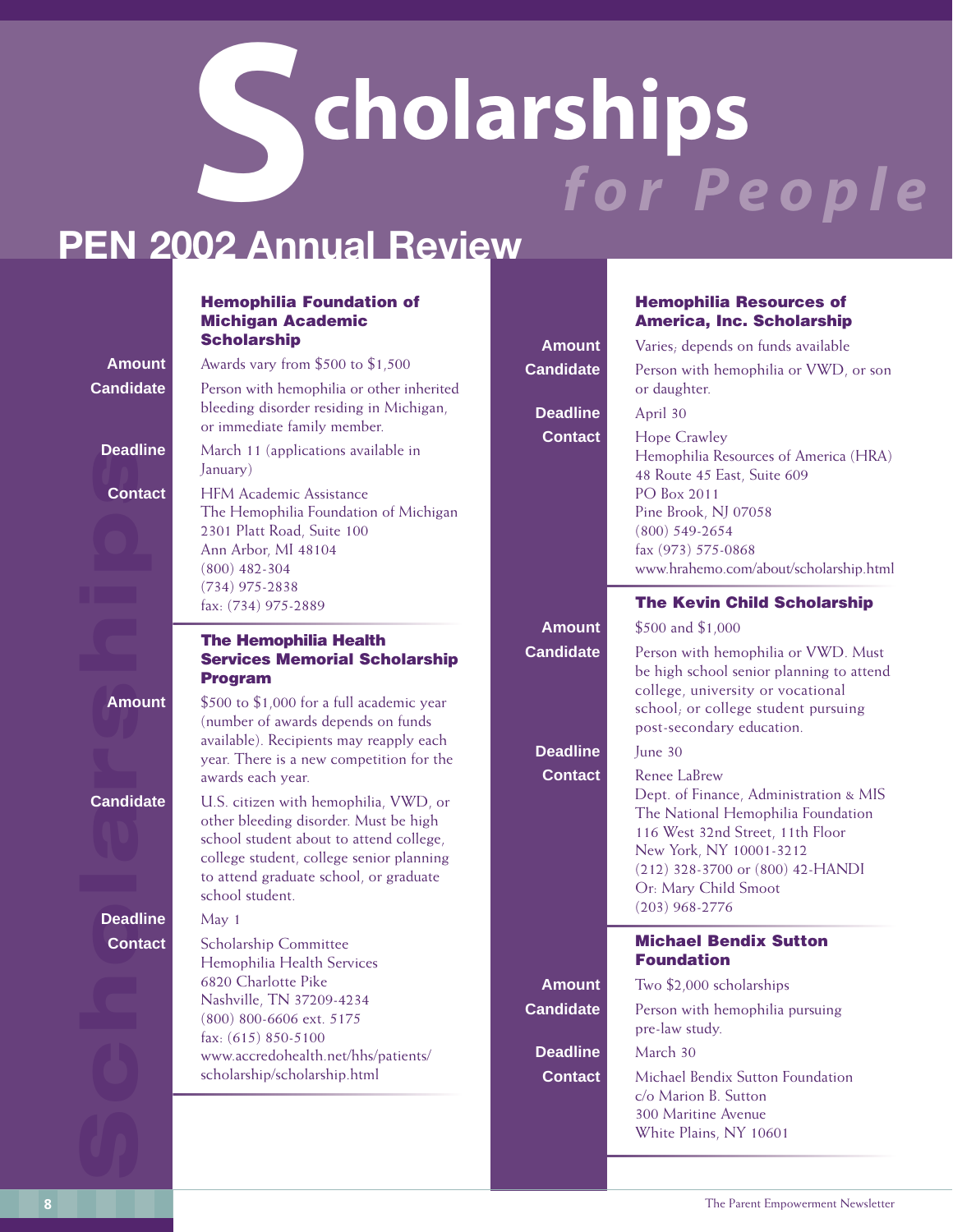# Scholarships *for People*

## PEN 2002 Annual Review

### Hemophilia Foundation of Michigan Academic Scholarship

**Amount** Awards vary from $500 to $1,500

**Candidate** Person with hemophilia or other inherited bleeding disorder residing in Michigan, or immediate family member.

**Deadline** March 11 (applications available in January)

**Contact** HFM Academic Assistance
The Hemophilia Foundation of Michigan
2301 Platt Road, Suite 100
Ann Arbor, MI 48104
(800) 482-304
(734) 975-2838
fax: (734) 975-2889

### The Hemophilia Health Services Memorial Scholarship Program

**Amount** $500 to $1,000 for a full academic year (number of awards depends on funds available). Recipients may reapply each year. There is a new competition for the awards each year.

**Candidate** U.S. citizen with hemophilia, VWD, or other bleeding disorder. Must be high school student about to attend college, college student, college senior planning to attend graduate school, or graduate school student.

**Deadline** May 1

**Contact** Scholarship Committee
Hemophilia Health Services
6820 Charlotte Pike
Nashville, TN 37209-4234
(800) 800-6606 ext. 5175
fax: (615) 850-5100
www.accredohealth.net/hhs/patients/scholarship/scholarship.html

### Hemophilia Resources of America, Inc. Scholarship

**Amount** Varies; depends on funds available

**Candidate** Person with hemophilia or VWD, or son or daughter.

**Deadline** April 30

**Contact** Hope Crawley
Hemophilia Resources of America (HRA)
48 Route 45 East, Suite 609
PO Box 2011
Pine Brook, NJ 07058
(800) 549-2654
fax (973) 575-0868
www.hrahemo.com/about/scholarship.html

### The Kevin Child Scholarship

**Amount** $500 and $1,000

**Candidate** Person with hemophilia or VWD. Must be high school senior planning to attend college, university or vocational school; or college student pursuing post-secondary education.

**Deadline** June 30

**Contact** Renee LaBrew
Dept. of Finance, Administration & MIS
The National Hemophilia Foundation
116 West 32nd Street, 11th Floor
New York, NY 10001-3212
(212) 328-3700 or (800) 42-HANDI
Or: Mary Child Smoot
(203) 968-2776

### Michael Bendix Sutton Foundation

**Amount** Two $2,000 scholarships

**Candidate** Person with hemophilia pursuing pre-law study.

**Deadline** March 30

**Contact** Michael Bendix Sutton Foundation
c/o Marion B. Sutton
300 Maritine Avenue
White Plains, NY 10601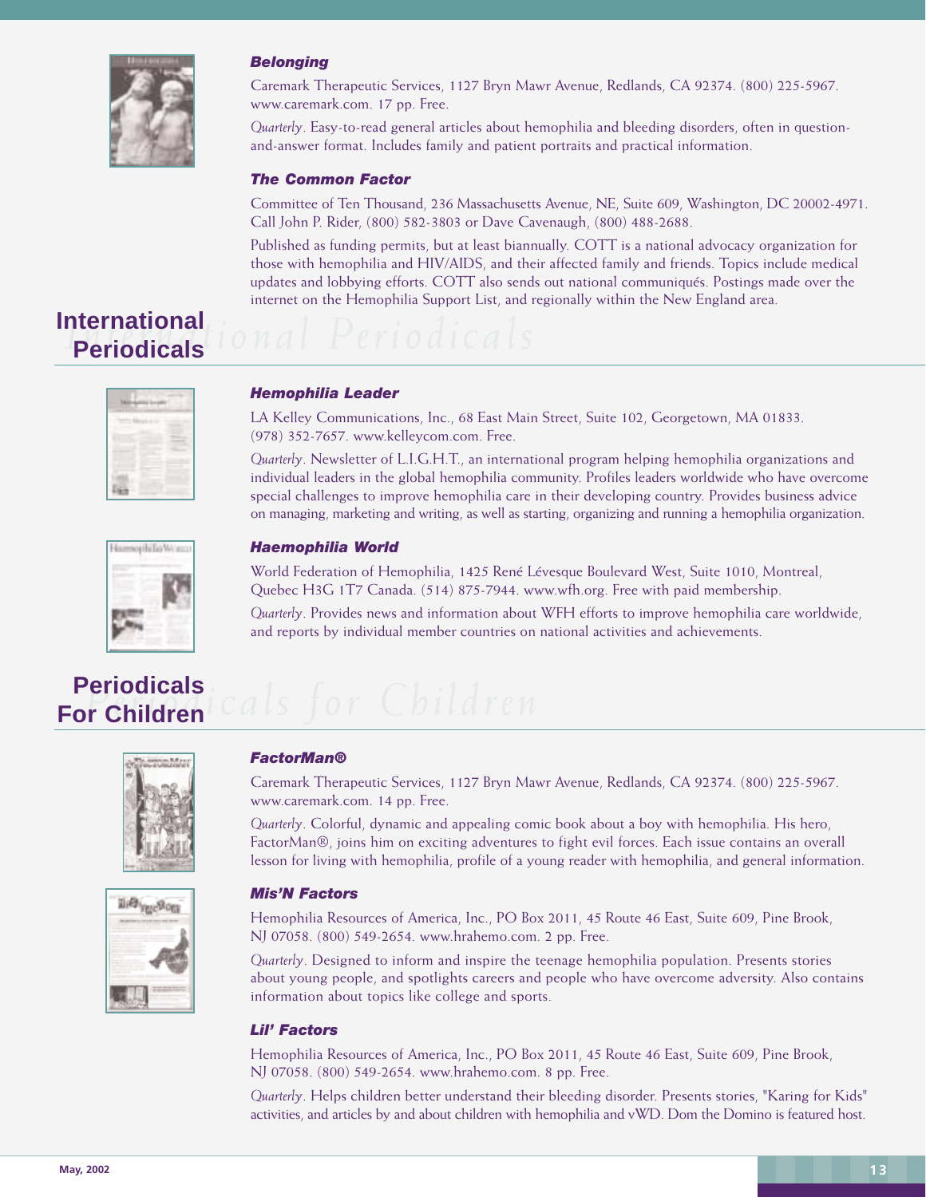### *Belonging*

Caremark Therapeutic Services, 1127 Bryn Mawr Avenue, Redlands, CA 92374. (800) 225-5967. www.caremark.com. 17 pp. Free.

*Quarterly*. Easy-to-read general articles about hemophilia and bleeding disorders, often in question-and-answer format. Includes family and patient portraits and practical information.

### *The Common Factor*

Committee of Ten Thousand, 236 Massachusetts Avenue, NE, Suite 609, Washington, DC 20002-4971. Call John P. Rider, (800) 582-3803 or Dave Cavenaugh, (800) 488-2688.

Published as funding permits, but at least biannually. COTT is a national advocacy organization for those with hemophilia and HIV/AIDS, and their affected family and friends. Topics include medical updates and lobbying efforts. COTT also sends out national communiqués. Postings made over the internet on the Hemophilia Support List, and regionally within the New England area.

## International Periodicals

### *Hemophilia Leader*

LA Kelley Communications, Inc., 68 East Main Street, Suite 102, Georgetown, MA 01833. (978) 352-7657. www.kelleycom.com. Free.

*Quarterly*. Newsletter of L.I.G.H.T., an international program helping hemophilia organizations and individual leaders in the global hemophilia community. Profiles leaders worldwide who have overcome special challenges to improve hemophilia care in their developing country. Provides business advice on managing, marketing and writing, as well as starting, organizing and running a hemophilia organization.

### *Haemophilia World*

World Federation of Hemophilia, 1425 René Lévesque Boulevard West, Suite 1010, Montreal, Quebec H3G 1T7 Canada. (514) 875-7944. www.wfh.org. Free with paid membership.

*Quarterly*. Provides news and information about WFH efforts to improve hemophilia care worldwide, and reports by individual member countries on national activities and achievements.

## Periodicals For Children

### *FactorMan®*

Caremark Therapeutic Services, 1127 Bryn Mawr Avenue, Redlands, CA 92374. (800) 225-5967. www.caremark.com. 14 pp. Free.

*Quarterly*. Colorful, dynamic and appealing comic book about a boy with hemophilia. His hero, FactorMan®, joins him on exciting adventures to fight evil forces. Each issue contains an overall lesson for living with hemophilia, profile of a young reader with hemophilia, and general information.

### *Mis'N Factors*

Hemophilia Resources of America, Inc., PO Box 2011, 45 Route 46 East, Suite 609, Pine Brook, NJ 07058. (800) 549-2654. www.hrahemo.com. 2 pp. Free.

*Quarterly*. Designed to inform and inspire the teenage hemophilia population. Presents stories about young people, and spotlights careers and people who have overcome adversity. Also contains information about topics like college and sports.

### *Lil' Factors*

Hemophilia Resources of America, Inc., PO Box 2011, 45 Route 46 East, Suite 609, Pine Brook, NJ 07058. (800) 549-2654. www.hrahemo.com. 8 pp. Free.

*Quarterly*. Helps children better understand their bleeding disorder. Presents stories, "Karing for Kids" activities, and articles by and about children with hemophilia and vWD. Dom the Domino is featured host.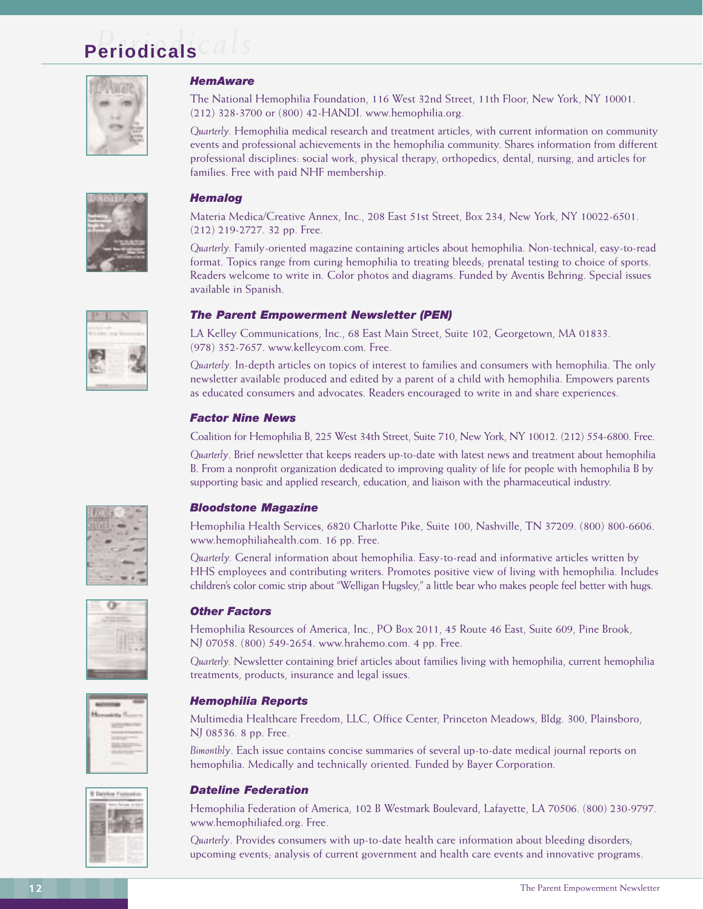# Periodicals

### *HemAware*

The National Hemophilia Foundation, 116 West 32nd Street, 11th Floor, New York, NY 10001. (212) 328-3700 or (800) 42-HANDI. www.hemophilia.org.

*Quarterly.* Hemophilia medical research and treatment articles, with current information on community events and professional achievements in the hemophilia community. Shares information from different professional disciplines: social work, physical therapy, orthopedics, dental, nursing, and articles for families. Free with paid NHF membership.

### *Hemalog*

Materia Medica/Creative Annex, Inc., 208 East 51st Street, Box 234, New York, NY 10022-6501. (212) 219-2727. 32 pp. Free.

*Quarterly.* Family-oriented magazine containing articles about hemophilia. Non-technical, easy-to-read format. Topics range from curing hemophilia to treating bleeds; prenatal testing to choice of sports. Readers welcome to write in. Color photos and diagrams. Funded by Aventis Behring. Special issues available in Spanish.

### *The Parent Empowerment Newsletter (PEN)*

LA Kelley Communications, Inc., 68 East Main Street, Suite 102, Georgetown, MA 01833. (978) 352-7657. www.kelleycom.com. Free.

*Quarterly.* In-depth articles on topics of interest to families and consumers with hemophilia. The only newsletter available produced and edited by a parent of a child with hemophilia. Empowers parents as educated consumers and advocates. Readers encouraged to write in and share experiences.

### *Factor Nine News*

Coalition for Hemophilia B, 225 West 34th Street, Suite 710, New York, NY 10012. (212) 554-6800. Free.

*Quarterly*. Brief newsletter that keeps readers up-to-date with latest news and treatment about hemophilia B. From a nonprofit organization dedicated to improving quality of life for people with hemophilia B by supporting basic and applied research, education, and liaison with the pharmaceutical industry.

### *Bloodstone Magazine*

Hemophilia Health Services, 6820 Charlotte Pike, Suite 100, Nashville, TN 37209. (800) 800-6606. www.hemophiliahealth.com. 16 pp. Free.

*Quarterly.* General information about hemophilia. Easy-to-read and informative articles written by HHS employees and contributing writers. Promotes positive view of living with hemophilia. Includes children's color comic strip about "Welligan Hugsley," a little bear who makes people feel better with hugs.

### *Other Factors*

Hemophilia Resources of America, Inc., PO Box 2011, 45 Route 46 East, Suite 609, Pine Brook, NJ 07058. (800) 549-2654. www.hrahemo.com. 4 pp. Free.

*Quarterly.* Newsletter containing brief articles about families living with hemophilia, current hemophilia treatments, products, insurance and legal issues.

### *Hemophilia Reports*

Multimedia Healthcare Freedom, LLC, Office Center, Princeton Meadows, Bldg. 300, Plainsboro, NJ 08536. 8 pp. Free.

*Bimonthly*. Each issue contains concise summaries of several up-to-date medical journal reports on hemophilia. Medically and technically oriented. Funded by Bayer Corporation.

### *Dateline Federation*

Hemophilia Federation of America, 102 B Westmark Boulevard, Lafayette, LA 70506. (800) 230-9797. www.hemophiliafed.org. Free.

*Quarterly*. Provides consumers with up-to-date health care information about bleeding disorders; upcoming events; analysis of current government and health care events and innovative programs.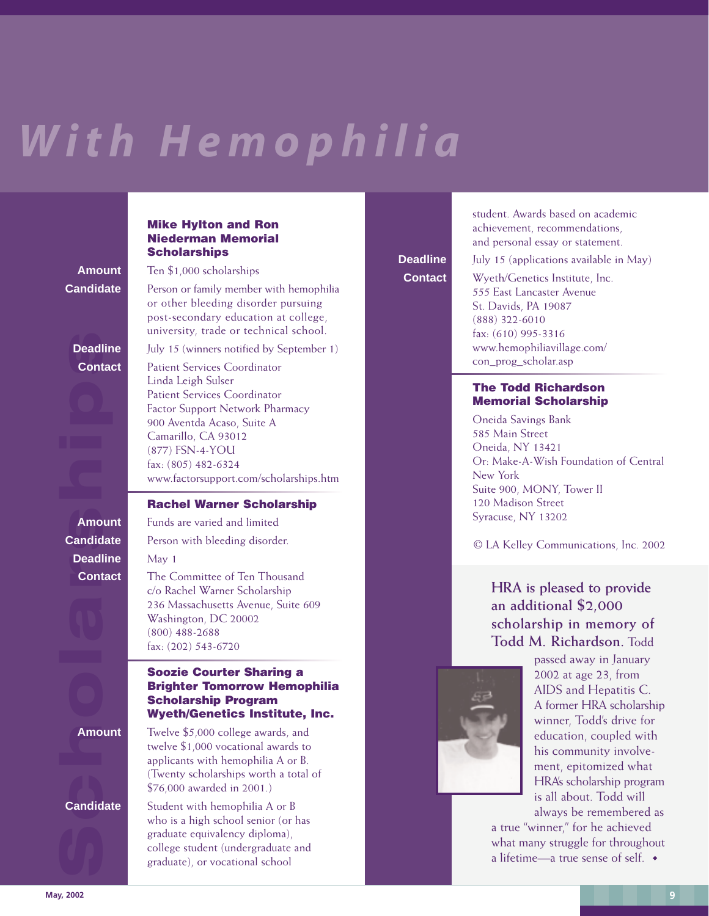# With Hemophilia

### Mike Hylton and Ron Niederman Memorial Scholarships

**Amount** Ten $1,000 scholarships

**Candidate** Person or family member with hemophilia or other bleeding disorder pursuing post-secondary education at college, university, trade or technical school.

**Deadline** July 15 (winners notified by September 1)

**Contact** Patient Services Coordinator
Linda Leigh Sulser
Patient Services Coordinator
Factor Support Network Pharmacy
900 Aventda Acaso, Suite A
Camarillo, CA 93012
(877) FSN-4-YOU
fax: (805) 482-6324
www.factorsupport.com/scholarships.htm

### Rachel Warner Scholarship

**Amount** Funds are varied and limited

**Candidate** Person with bleeding disorder.

**Deadline** May 1

**Contact** The Committee of Ten Thousand
c/o Rachel Warner Scholarship
236 Massachusetts Avenue, Suite 609
Washington, DC 20002
(800) 488-2688
fax: (202) 543-6720

### Soozie Courter Sharing a Brighter Tomorrow Hemophilia Scholarship Program Wyeth/Genetics Institute, Inc.

**Amount** Twelve $5,000 college awards, and twelve $1,000 vocational awards to applicants with hemophilia A or B. (Twenty scholarships worth a total of $76,000 awarded in 2001.)

**Candidate** Student with hemophilia A or B who is a high school senior (or has graduate equivalency diploma), college student (undergraduate and graduate), or vocational school student. Awards based on academic achievement, recommendations, and personal essay or statement.

**Deadline** July 15 (applications available in May)

**Contact** Wyeth/Genetics Institute, Inc.
555 East Lancaster Avenue
St. Davids, PA 19087
(888) 322-6010
fax: (610) 995-3316
www.hemophiliavillage.com/con_prog_scholar.asp

### The Todd Richardson Memorial Scholarship

Oneida Savings Bank
585 Main Street
Oneida, NY 13421
Or: Make-A-Wish Foundation of Central New York
Suite 900, MONY, Tower II
120 Madison Street
Syracuse, NY 13202

© LA Kelley Communications, Inc. 2002

**HRA is pleased to provide an additional $2,000 scholarship in memory of Todd M. Richardson.** Todd passed away in January 2002 at age 23, from AIDS and Hepatitis C. A former HRA scholarship winner, Todd's drive for education, coupled with his community involvement, epitomized what HRA's scholarship program is all about. Todd will always be remembered as a true "winner," for he achieved what many struggle for throughout a lifetime—a true sense of self. ◆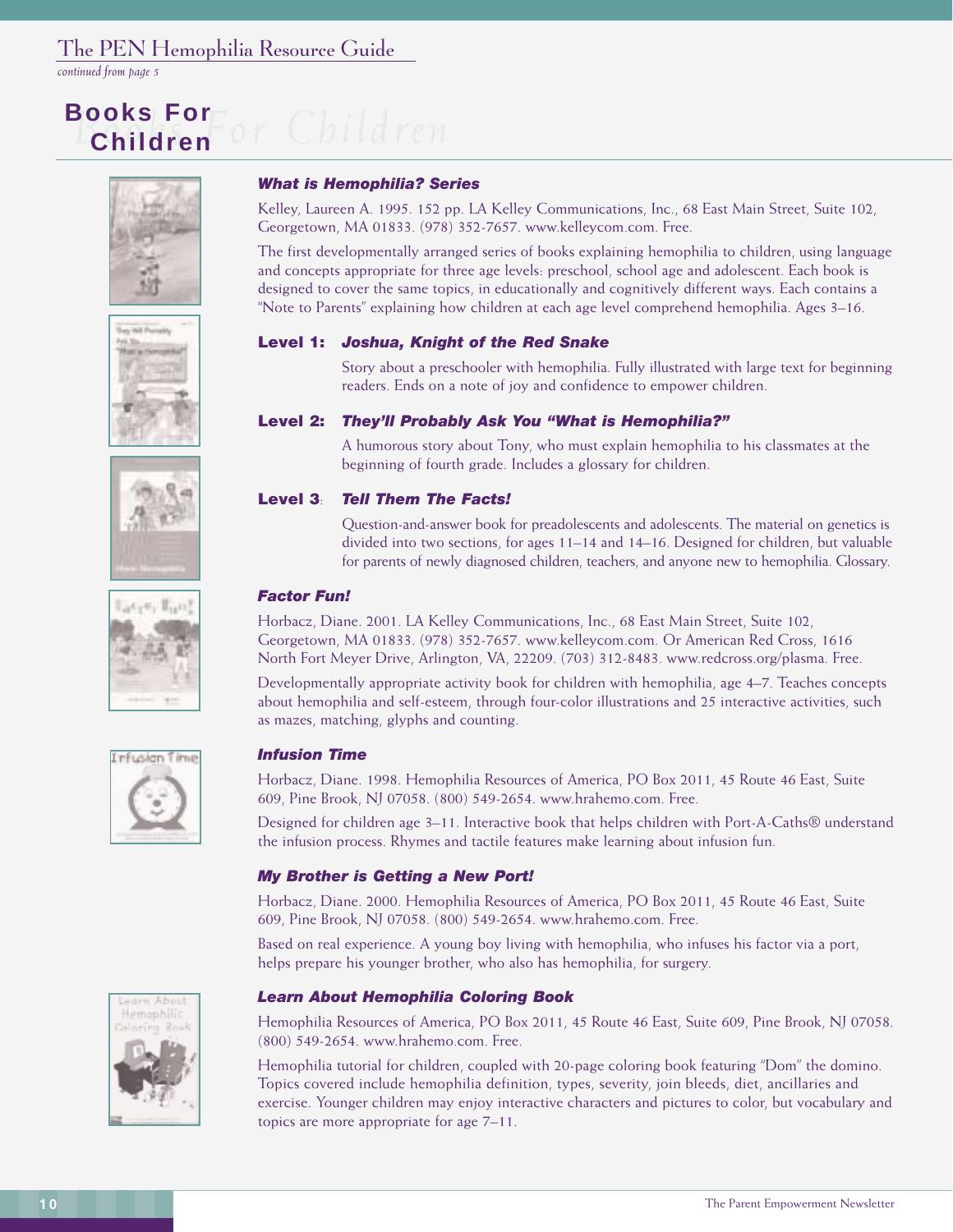## Books For Children

### *What is Hemophilia? Series*

Kelley, Laureen A. 1995. 152 pp. LA Kelley Communications, Inc., 68 East Main Street, Suite 102, Georgetown, MA 01833. (978) 352-7657. www.kelleycom.com. Free.

The first developmentally arranged series of books explaining hemophilia to children, using language and concepts appropriate for three age levels: preschool, school age and adolescent. Each book is designed to cover the same topics, in educationally and cognitively different ways. Each contains a "Note to Parents" explaining how children at each age level comprehend hemophilia. Ages 3–16.

**Level 1:** ***Joshua, Knight of the Red Snake***

Story about a preschooler with hemophilia. Fully illustrated with large text for beginning readers. Ends on a note of joy and confidence to empower children.

**Level 2:** ***They'll Probably Ask You "What is Hemophilia?"***

A humorous story about Tony, who must explain hemophilia to his classmates at the beginning of fourth grade. Includes a glossary for children.

**Level 3:** ***Tell Them The Facts!***

Question-and-answer book for preadolescents and adolescents. The material on genetics is divided into two sections, for ages 11–14 and 14–16. Designed for children, but valuable for parents of newly diagnosed children, teachers, and anyone new to hemophilia. Glossary.

### *Factor Fun!*

Horbacz, Diane. 2001. LA Kelley Communications, Inc., 68 East Main Street, Suite 102, Georgetown, MA 01833. (978) 352-7657. www.kelleycom.com. Or American Red Cross, 1616 North Fort Meyer Drive, Arlington, VA, 22209. (703) 312-8483. www.redcross.org/plasma. Free.

Developmentally appropriate activity book for children with hemophilia, age 4–7. Teaches concepts about hemophilia and self-esteem, through four-color illustrations and 25 interactive activities, such as mazes, matching, glyphs and counting.

### *Infusion Time*

Horbacz, Diane. 1998. Hemophilia Resources of America, PO Box 2011, 45 Route 46 East, Suite 609, Pine Brook, NJ 07058. (800) 549-2654. www.hrahemo.com. Free.

Designed for children age 3–11. Interactive book that helps children with Port-A-Caths® understand the infusion process. Rhymes and tactile features make learning about infusion fun.

### *My Brother is Getting a New Port!*

Horbacz, Diane. 2000. Hemophilia Resources of America, PO Box 2011, 45 Route 46 East, Suite 609, Pine Brook, NJ 07058. (800) 549-2654. www.hrahemo.com. Free.

Based on real experience. A young boy living with hemophilia, who infuses his factor via a port, helps prepare his younger brother, who also has hemophilia, for surgery.

### *Learn About Hemophilia Coloring Book*

Hemophilia Resources of America, PO Box 2011, 45 Route 46 East, Suite 609, Pine Brook, NJ 07058. (800) 549-2654. www.hrahemo.com. Free.

Hemophilia tutorial for children, coupled with 20-page coloring book featuring "Dom" the domino. Topics covered include hemophilia definition, types, severity, join bleeds, diet, ancillaries and exercise. Younger children may enjoy interactive characters and pictures to color, but vocabulary and topics are more appropriate for age 7–11.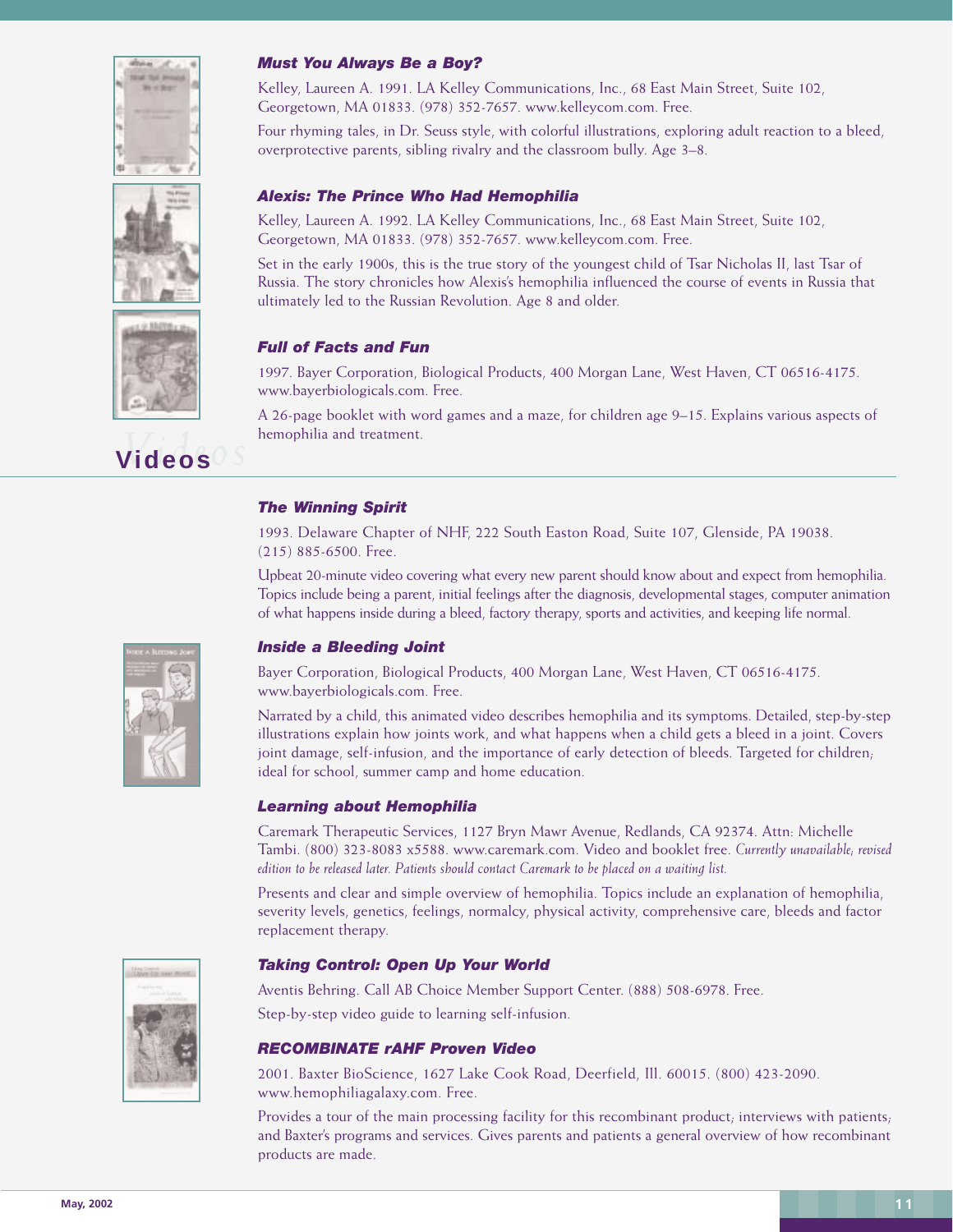### *Must You Always Be a Boy?*

Kelley, Laureen A. 1991. LA Kelley Communications, Inc., 68 East Main Street, Suite 102, Georgetown, MA 01833. (978) 352-7657. www.kelleycom.com. Free.

Four rhyming tales, in Dr. Seuss style, with colorful illustrations, exploring adult reaction to a bleed, overprotective parents, sibling rivalry and the classroom bully. Age 3–8.

### *Alexis: The Prince Who Had Hemophilia*

Kelley, Laureen A. 1992. LA Kelley Communications, Inc., 68 East Main Street, Suite 102, Georgetown, MA 01833. (978) 352-7657. www.kelleycom.com. Free.

Set in the early 1900s, this is the true story of the youngest child of Tsar Nicholas II, last Tsar of Russia. The story chronicles how Alexis's hemophilia influenced the course of events in Russia that ultimately led to the Russian Revolution. Age 8 and older.

### *Full of Facts and Fun*

1997. Bayer Corporation, Biological Products, 400 Morgan Lane, West Haven, CT 06516-4175. www.bayerbiologicals.com. Free.

A 26-page booklet with word games and a maze, for children age 9–15. Explains various aspects of hemophilia and treatment.

## Videos

### *The Winning Spirit*

1993. Delaware Chapter of NHF, 222 South Easton Road, Suite 107, Glenside, PA 19038. (215) 885-6500. Free.

Upbeat 20-minute video covering what every new parent should know about and expect from hemophilia. Topics include being a parent, initial feelings after the diagnosis, developmental stages, computer animation of what happens inside during a bleed, factory therapy, sports and activities, and keeping life normal.

### *Inside a Bleeding Joint*

Bayer Corporation, Biological Products, 400 Morgan Lane, West Haven, CT 06516-4175. www.bayerbiologicals.com. Free.

Narrated by a child, this animated video describes hemophilia and its symptoms. Detailed, step-by-step illustrations explain how joints work, and what happens when a child gets a bleed in a joint. Covers joint damage, self-infusion, and the importance of early detection of bleeds. Targeted for children; ideal for school, summer camp and home education.

### *Learning about Hemophilia*

Caremark Therapeutic Services, 1127 Bryn Mawr Avenue, Redlands, CA 92374. Attn: Michelle Tambi. (800) 323-8083 x5588. www.caremark.com. Video and booklet free. *Currently unavailable; revised edition to be released later. Patients should contact Caremark to be placed on a waiting list.*

Presents and clear and simple overview of hemophilia. Topics include an explanation of hemophilia, severity levels, genetics, feelings, normalcy, physical activity, comprehensive care, bleeds and factor replacement therapy.

### *Taking Control: Open Up Your World*

Aventis Behring. Call AB Choice Member Support Center. (888) 508-6978. Free.

Step-by-step video guide to learning self-infusion.

### *RECOMBINATE rAHF Proven Video*

2001. Baxter BioScience, 1627 Lake Cook Road, Deerfield, Ill. 60015. (800) 423-2090. www.hemophiliagalaxy.com. Free.

Provides a tour of the main processing facility for this recombinant product; interviews with patients; and Baxter's programs and services. Gives parents and patients a general overview of how recombinant products are made.